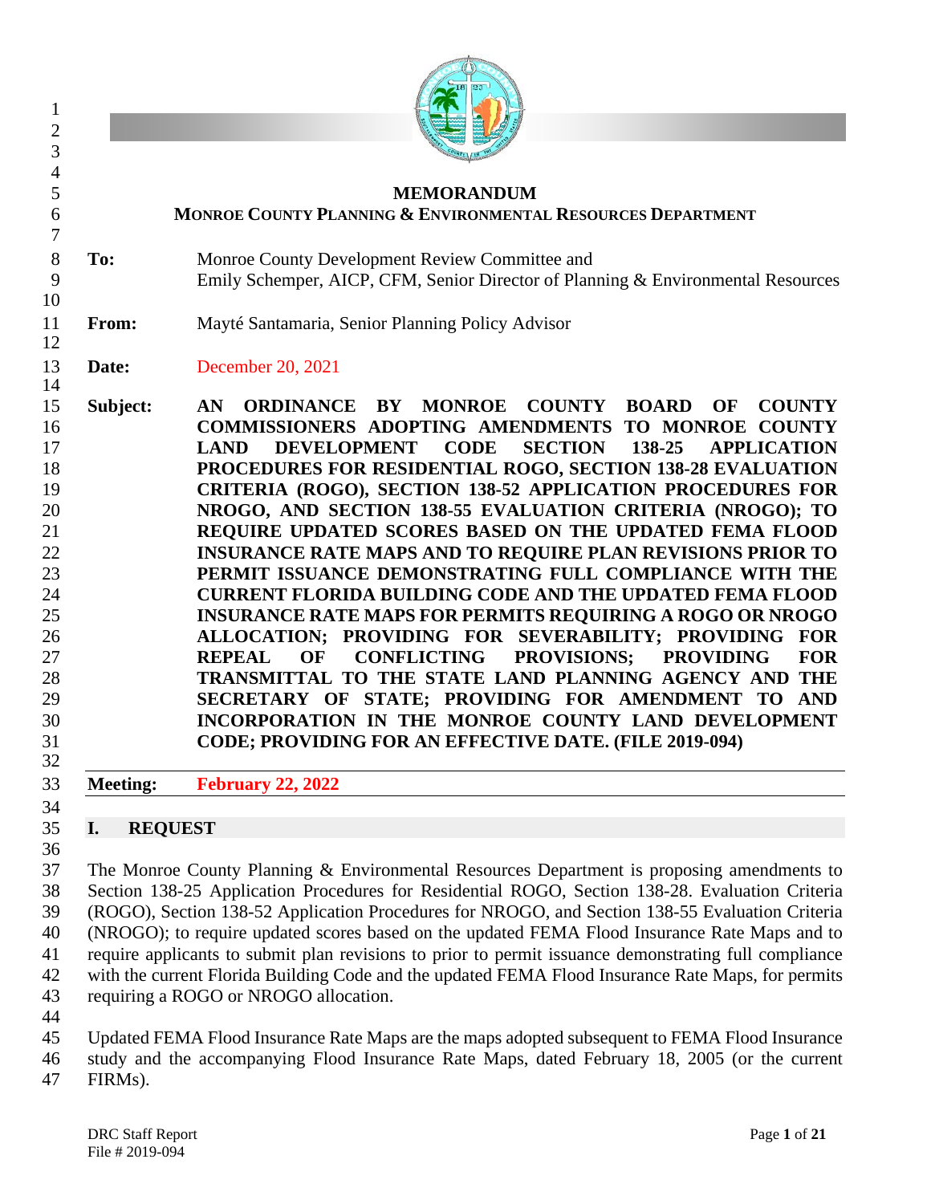# MEMORANDUM

**MONROE COUNTY PLANNING & ENVIRONMENTAL RESOURCES DEPARTMENT**

**To:** Monroe County Development Review Committee and
Emily Schemper, AICP, CFM, Senior Director of Planning & Environmental Resources

**From:** Mayté Santamaria, Senior Planning Policy Advisor

**Date:** December 20, 2021

**Subject:** **AN ORDINANCE BY MONROE COUNTY BOARD OF COUNTY COMMISSIONERS ADOPTING AMENDMENTS TO MONROE COUNTY LAND DEVELOPMENT CODE SECTION 138-25 APPLICATION PROCEDURES FOR RESIDENTIAL ROGO, SECTION 138-28 EVALUATION CRITERIA (ROGO), SECTION 138-52 APPLICATION PROCEDURES FOR NROGO, AND SECTION 138-55 EVALUATION CRITERIA (NROGO); TO REQUIRE UPDATED SCORES BASED ON THE UPDATED FEMA FLOOD INSURANCE RATE MAPS AND TO REQUIRE PLAN REVISIONS PRIOR TO PERMIT ISSUANCE DEMONSTRATING FULL COMPLIANCE WITH THE CURRENT FLORIDA BUILDING CODE AND THE UPDATED FEMA FLOOD INSURANCE RATE MAPS FOR PERMITS REQUIRING A ROGO OR NROGO ALLOCATION; PROVIDING FOR SEVERABILITY; PROVIDING FOR REPEAL OF CONFLICTING PROVISIONS; PROVIDING FOR TRANSMITTAL TO THE STATE LAND PLANNING AGENCY AND THE SECRETARY OF STATE; PROVIDING FOR AMENDMENT TO AND INCORPORATION IN THE MONROE COUNTY LAND DEVELOPMENT CODE; PROVIDING FOR AN EFFECTIVE DATE. (FILE 2019-094)**

**Meeting:** **February 22, 2022**

## I. REQUEST

The Monroe County Planning & Environmental Resources Department is proposing amendments to Section 138-25 Application Procedures for Residential ROGO, Section 138-28. Evaluation Criteria (ROGO), Section 138-52 Application Procedures for NROGO, and Section 138-55 Evaluation Criteria (NROGO); to require updated scores based on the updated FEMA Flood Insurance Rate Maps and to require applicants to submit plan revisions to prior to permit issuance demonstrating full compliance with the current Florida Building Code and the updated FEMA Flood Insurance Rate Maps, for permits requiring a ROGO or NROGO allocation.

Updated FEMA Flood Insurance Rate Maps are the maps adopted subsequent to FEMA Flood Insurance study and the accompanying Flood Insurance Rate Maps, dated February 18, 2005 (or the current FIRMs).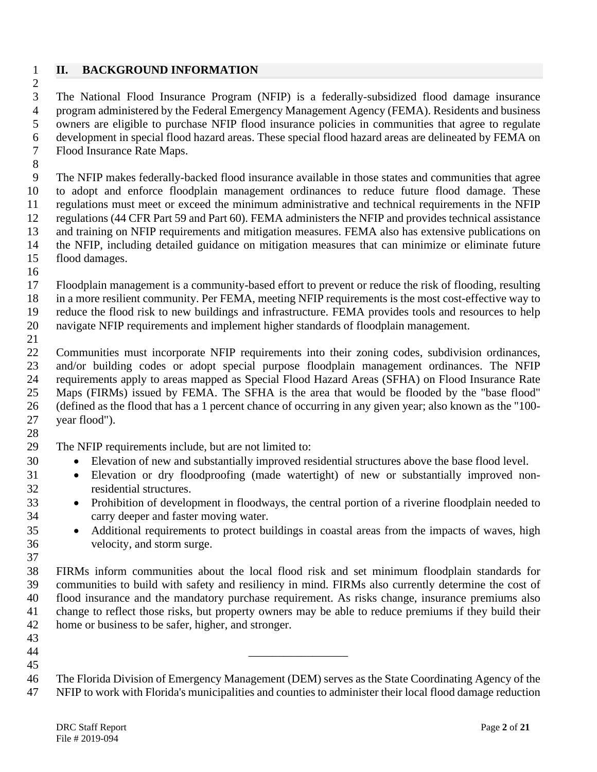## II. BACKGROUND INFORMATION

The National Flood Insurance Program (NFIP) is a federally-subsidized flood damage insurance program administered by the Federal Emergency Management Agency (FEMA). Residents and business owners are eligible to purchase NFIP flood insurance policies in communities that agree to regulate development in special flood hazard areas. These special flood hazard areas are delineated by FEMA on Flood Insurance Rate Maps.

The NFIP makes federally-backed flood insurance available in those states and communities that agree to adopt and enforce floodplain management ordinances to reduce future flood damage. These regulations must meet or exceed the minimum administrative and technical requirements in the NFIP regulations (44 CFR Part 59 and Part 60). FEMA administers the NFIP and provides technical assistance and training on NFIP requirements and mitigation measures. FEMA also has extensive publications on the NFIP, including detailed guidance on mitigation measures that can minimize or eliminate future flood damages.

Floodplain management is a community-based effort to prevent or reduce the risk of flooding, resulting in a more resilient community. Per FEMA, meeting NFIP requirements is the most cost-effective way to reduce the flood risk to new buildings and infrastructure. FEMA provides tools and resources to help navigate NFIP requirements and implement higher standards of floodplain management.

Communities must incorporate NFIP requirements into their zoning codes, subdivision ordinances, and/or building codes or adopt special purpose floodplain management ordinances. The NFIP requirements apply to areas mapped as Special Flood Hazard Areas (SFHA) on Flood Insurance Rate Maps (FIRMs) issued by FEMA. The SFHA is the area that would be flooded by the "base flood" (defined as the flood that has a 1 percent chance of occurring in any given year; also known as the "100-year flood").

The NFIP requirements include, but are not limited to:

- Elevation of new and substantially improved residential structures above the base flood level.
- Elevation or dry floodproofing (made watertight) of new or substantially improved non-residential structures.
- Prohibition of development in floodways, the central portion of a riverine floodplain needed to carry deeper and faster moving water.
- Additional requirements to protect buildings in coastal areas from the impacts of waves, high velocity, and storm surge.

FIRMs inform communities about the local flood risk and set minimum floodplain standards for communities to build with safety and resiliency in mind. FIRMs also currently determine the cost of flood insurance and the mandatory purchase requirement. As risks change, insurance premiums also change to reflect those risks, but property owners may be able to reduce premiums if they build their home or business to be safer, higher, and stronger.

---

The Florida Division of Emergency Management (DEM) serves as the State Coordinating Agency of the NFIP to work with Florida's municipalities and counties to administer their local flood damage reduction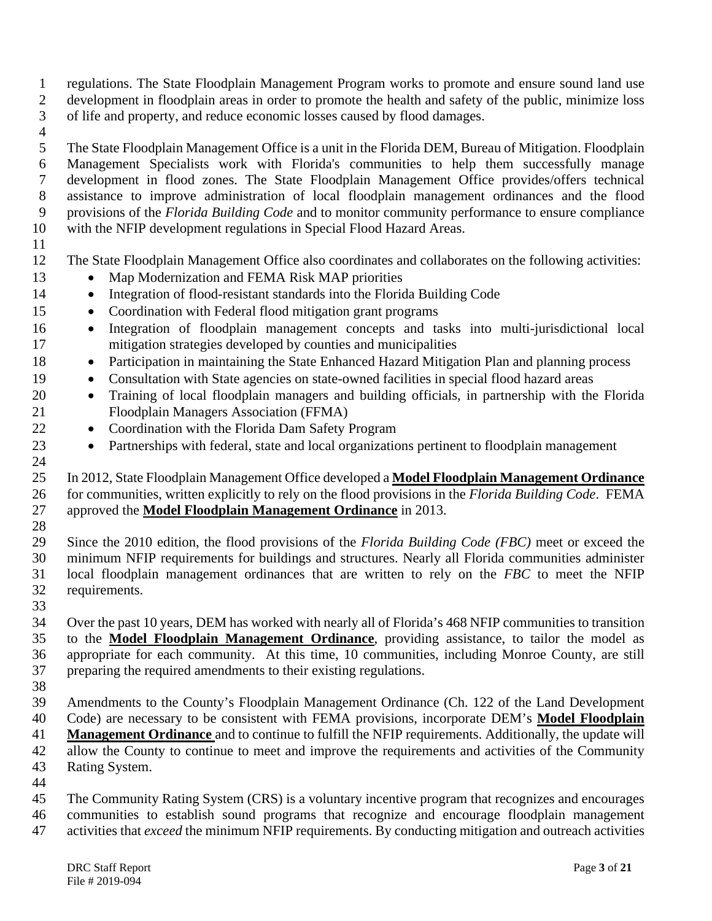regulations. The State Floodplain Management Program works to promote and ensure sound land use development in floodplain areas in order to promote the health and safety of the public, minimize loss of life and property, and reduce economic losses caused by flood damages.

The State Floodplain Management Office is a unit in the Florida DEM, Bureau of Mitigation. Floodplain Management Specialists work with Florida's communities to help them successfully manage development in flood zones. The State Floodplain Management Office provides/offers technical assistance to improve administration of local floodplain management ordinances and the flood provisions of the *Florida Building Code* and to monitor community performance to ensure compliance with the NFIP development regulations in Special Flood Hazard Areas.

The State Floodplain Management Office also coordinates and collaborates on the following activities:

- Map Modernization and FEMA Risk MAP priorities
- Integration of flood-resistant standards into the Florida Building Code
- Coordination with Federal flood mitigation grant programs
- Integration of floodplain management concepts and tasks into multi-jurisdictional local mitigation strategies developed by counties and municipalities
- Participation in maintaining the State Enhanced Hazard Mitigation Plan and planning process
- Consultation with State agencies on state-owned facilities in special flood hazard areas
- Training of local floodplain managers and building officials, in partnership with the Florida Floodplain Managers Association (FFMA)
- Coordination with the Florida Dam Safety Program
- Partnerships with federal, state and local organizations pertinent to floodplain management

In 2012, State Floodplain Management Office developed a **Model Floodplain Management Ordinance** for communities, written explicitly to rely on the flood provisions in the *Florida Building Code*. FEMA approved the **Model Floodplain Management Ordinance** in 2013.

Since the 2010 edition, the flood provisions of the *Florida Building Code (FBC)* meet or exceed the minimum NFIP requirements for buildings and structures. Nearly all Florida communities administer local floodplain management ordinances that are written to rely on the *FBC* to meet the NFIP requirements.

Over the past 10 years, DEM has worked with nearly all of Florida's 468 NFIP communities to transition to the **Model Floodplain Management Ordinance**, providing assistance, to tailor the model as appropriate for each community. At this time, 10 communities, including Monroe County, are still preparing the required amendments to their existing regulations.

Amendments to the County's Floodplain Management Ordinance (Ch. 122 of the Land Development Code) are necessary to be consistent with FEMA provisions, incorporate DEM's **Model Floodplain Management Ordinance** and to continue to fulfill the NFIP requirements. Additionally, the update will allow the County to continue to meet and improve the requirements and activities of the Community Rating System.

The Community Rating System (CRS) is a voluntary incentive program that recognizes and encourages communities to establish sound programs that recognize and encourage floodplain management activities that *exceed* the minimum NFIP requirements. By conducting mitigation and outreach activities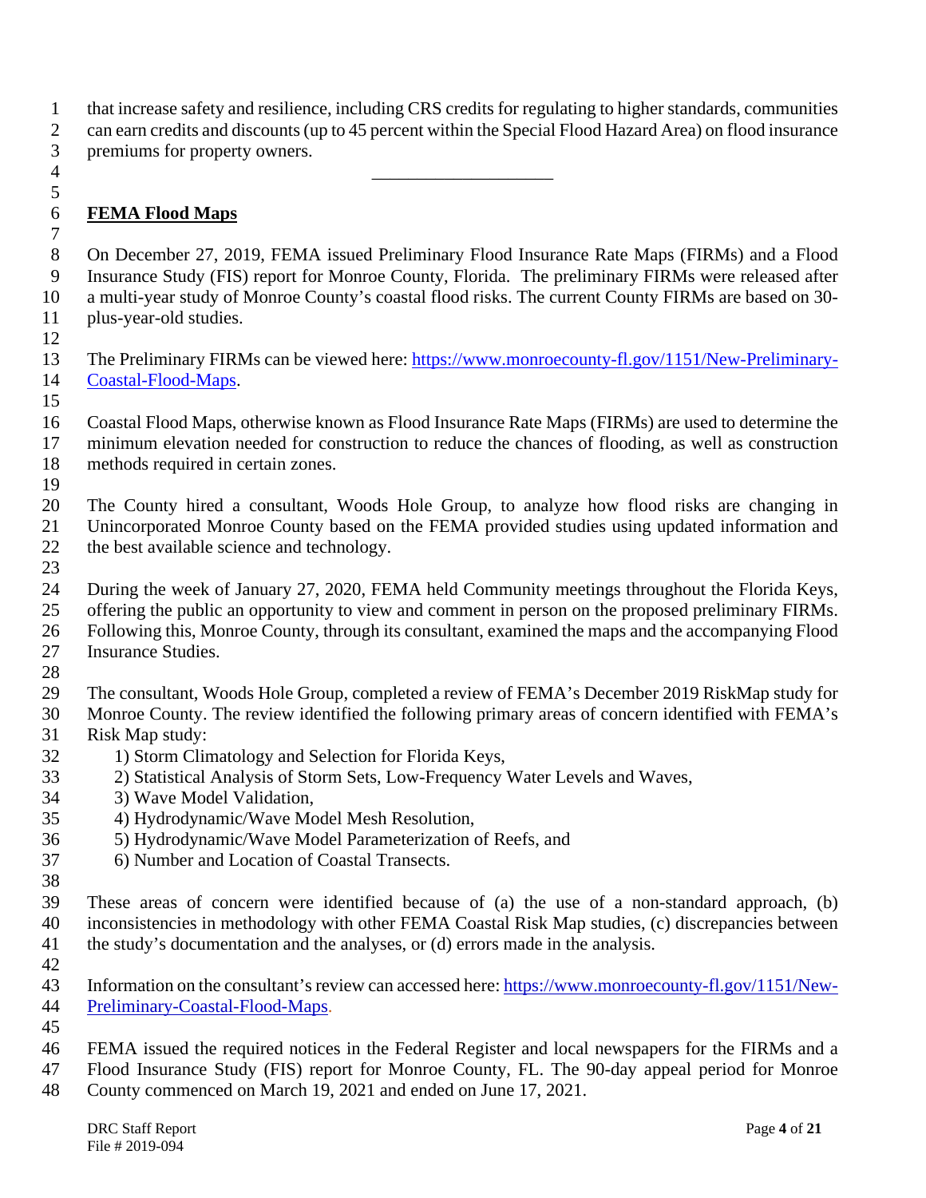that increase safety and resilience, including CRS credits for regulating to higher standards, communities can earn credits and discounts (up to 45 percent within the Special Flood Hazard Area) on flood insurance premiums for property owners.

---

## FEMA Flood Maps

On December 27, 2019, FEMA issued Preliminary Flood Insurance Rate Maps (FIRMs) and a Flood Insurance Study (FIS) report for Monroe County, Florida. The preliminary FIRMs were released after a multi-year study of Monroe County's coastal flood risks. The current County FIRMs are based on 30-plus-year-old studies.

The Preliminary FIRMs can be viewed here: [https://www.monroecounty-fl.gov/1151/New-Preliminary-Coastal-Flood-Maps](https://www.monroecounty-fl.gov/1151/New-Preliminary-Coastal-Flood-Maps).

Coastal Flood Maps, otherwise known as Flood Insurance Rate Maps (FIRMs) are used to determine the minimum elevation needed for construction to reduce the chances of flooding, as well as construction methods required in certain zones.

The County hired a consultant, Woods Hole Group, to analyze how flood risks are changing in Unincorporated Monroe County based on the FEMA provided studies using updated information and the best available science and technology.

During the week of January 27, 2020, FEMA held Community meetings throughout the Florida Keys, offering the public an opportunity to view and comment in person on the proposed preliminary FIRMs. Following this, Monroe County, through its consultant, examined the maps and the accompanying Flood Insurance Studies.

The consultant, Woods Hole Group, completed a review of FEMA's December 2019 RiskMap study for Monroe County. The review identified the following primary areas of concern identified with FEMA's Risk Map study:

1) Storm Climatology and Selection for Florida Keys,
2) Statistical Analysis of Storm Sets, Low-Frequency Water Levels and Waves,
3) Wave Model Validation,
4) Hydrodynamic/Wave Model Mesh Resolution,
5) Hydrodynamic/Wave Model Parameterization of Reefs, and
6) Number and Location of Coastal Transects.

These areas of concern were identified because of (a) the use of a non-standard approach, (b) inconsistencies in methodology with other FEMA Coastal Risk Map studies, (c) discrepancies between the study's documentation and the analyses, or (d) errors made in the analysis.

Information on the consultant's review can accessed here: [https://www.monroecounty-fl.gov/1151/New-Preliminary-Coastal-Flood-Maps](https://www.monroecounty-fl.gov/1151/New-Preliminary-Coastal-Flood-Maps).

FEMA issued the required notices in the Federal Register and local newspapers for the FIRMs and a Flood Insurance Study (FIS) report for Monroe County, FL. The 90-day appeal period for Monroe County commenced on March 19, 2021 and ended on June 17, 2021.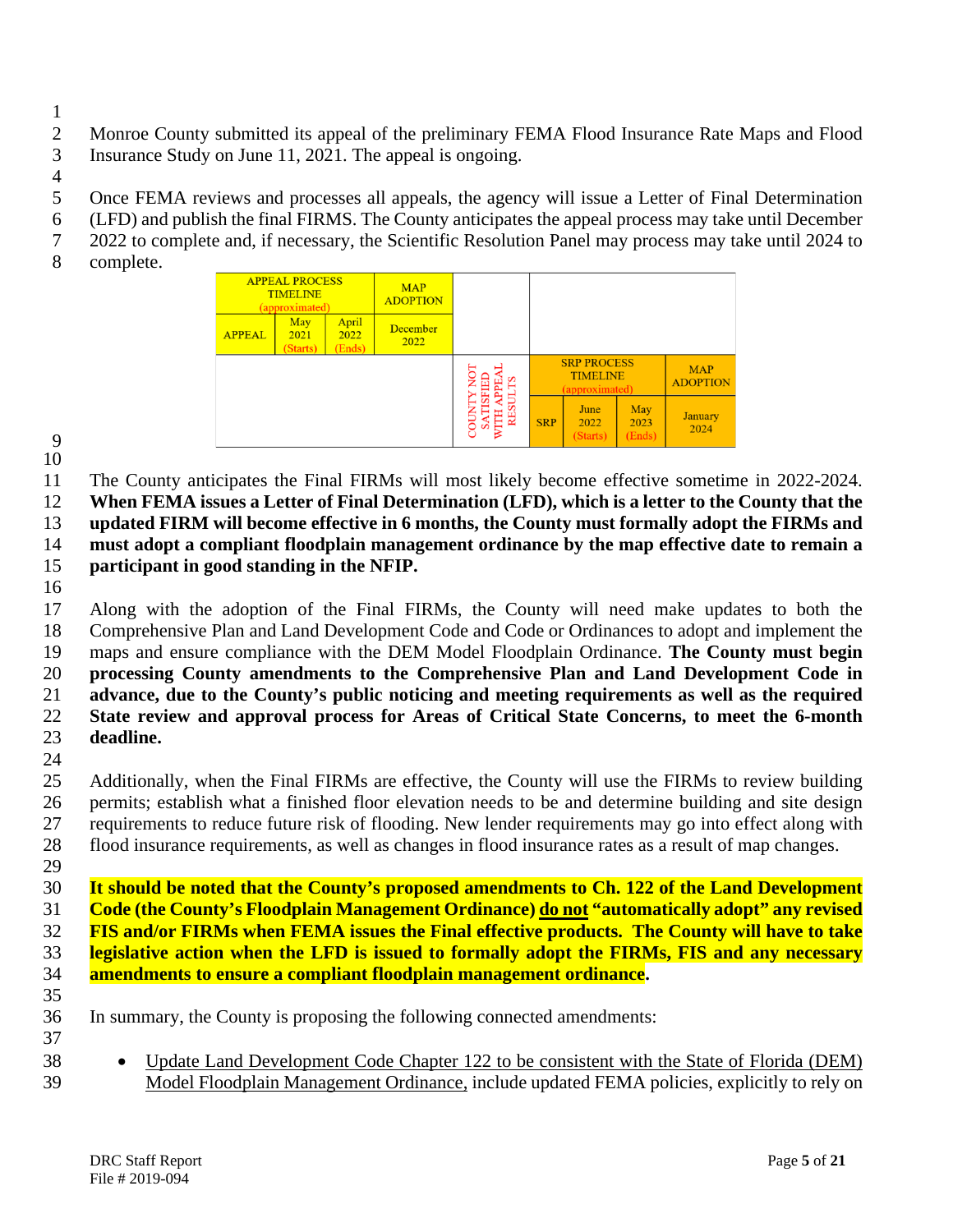Monroe County submitted its appeal of the preliminary FEMA Flood Insurance Rate Maps and Flood Insurance Study on June 11, 2021. The appeal is ongoing.

Once FEMA reviews and processes all appeals, the agency will issue a Letter of Final Determination (LFD) and publish the final FIRMS. The County anticipates the appeal process may take until December 2022 to complete and, if necessary, the Scientific Resolution Panel may process may take until 2024 to complete.

| APPEAL PROCESS TIMELINE (approximated) | | | MAP ADOPTION | | | | | |
|---|---|---|---|---|---|---|---|---|
| APPEAL | May 2021 (Starts) | April 2022 (Ends) | December 2022 | | | | | |
| | | | | COUNTY NOT SATISFIED WITH APPEAL RESULTS | SRP PROCESS TIMELINE (approximated) | | | MAP ADOPTION |
| | | | | | SRP | June 2022 (Starts) | May 2023 (Ends) | January 2024 |

The County anticipates the Final FIRMs will most likely become effective sometime in 2022-2024. **When FEMA issues a Letter of Final Determination (LFD), which is a letter to the County that the updated FIRM will become effective in 6 months, the County must formally adopt the FIRMs and must adopt a compliant floodplain management ordinance by the map effective date to remain a participant in good standing in the NFIP.**

Along with the adoption of the Final FIRMs, the County will need make updates to both the Comprehensive Plan and Land Development Code and Code or Ordinances to adopt and implement the maps and ensure compliance with the DEM Model Floodplain Ordinance. **The County must begin processing County amendments to the Comprehensive Plan and Land Development Code in advance, due to the County's public noticing and meeting requirements as well as the required State review and approval process for Areas of Critical State Concerns, to meet the 6-month deadline.**

Additionally, when the Final FIRMs are effective, the County will use the FIRMs to review building permits; establish what a finished floor elevation needs to be and determine building and site design requirements to reduce future risk of flooding. New lender requirements may go into effect along with flood insurance requirements, as well as changes in flood insurance rates as a result of map changes.

**It should be noted that the County's proposed amendments to Ch. 122 of the Land Development Code (the County's Floodplain Management Ordinance) <u>do not</u> "automatically adopt" any revised FIS and/or FIRMs when FEMA issues the Final effective products. The County will have to take legislative action when the LFD is issued to formally adopt the FIRMs, FIS and any necessary amendments to ensure a compliant floodplain management ordinance.**

In summary, the County is proposing the following connected amendments:

- <u>Update Land Development Code Chapter 122 to be consistent with the State of Florida (DEM) Model Floodplain Management Ordinance,</u> include updated FEMA policies, explicitly to rely on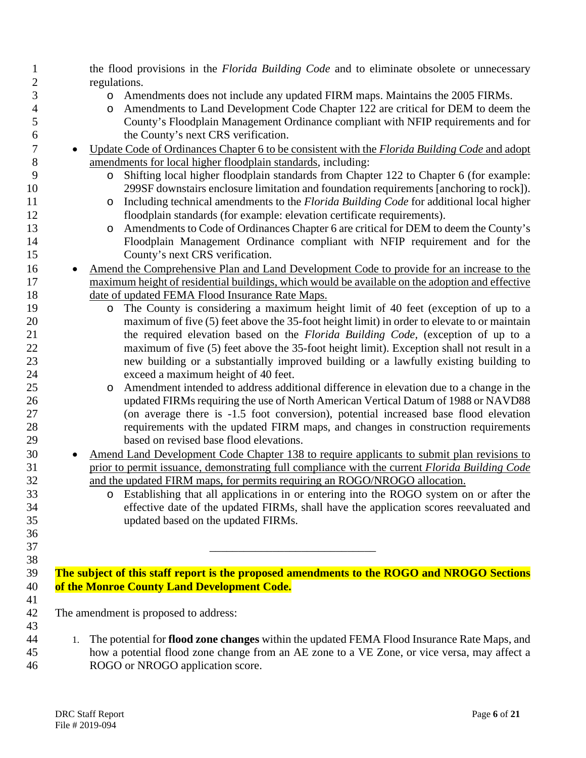the flood provisions in the *Florida Building Code* and to eliminate obsolete or unnecessary regulations.

  - Amendments does not include any updated FIRM maps. Maintains the 2005 FIRMs.
  - Amendments to Land Development Code Chapter 122 are critical for DEM to deem the County's Floodplain Management Ordinance compliant with NFIP requirements and for the County's next CRS verification.

- <u>Update Code of Ordinances Chapter 6 to be consistent with the *Florida Building Code* and adopt amendments for local higher floodplain standards</u>, including:
  - Shifting local higher floodplain standards from Chapter 122 to Chapter 6 (for example: 299SF downstairs enclosure limitation and foundation requirements [anchoring to rock]).
  - Including technical amendments to the *Florida Building Code* for additional local higher floodplain standards (for example: elevation certificate requirements).
  - Amendments to Code of Ordinances Chapter 6 are critical for DEM to deem the County's Floodplain Management Ordinance compliant with NFIP requirement and for the County's next CRS verification.

- <u>Amend the Comprehensive Plan and Land Development Code to provide for an increase to the maximum height of residential buildings, which would be available on the adoption and effective date of updated FEMA Flood Insurance Rate Maps.</u>
  - The County is considering a maximum height limit of 40 feet (exception of up to a maximum of five (5) feet above the 35-foot height limit) in order to elevate to or maintain the required elevation based on the *Florida Building Code*, (exception of up to a maximum of five (5) feet above the 35-foot height limit). Exception shall not result in a new building or a substantially improved building or a lawfully existing building to exceed a maximum height of 40 feet.
  - Amendment intended to address additional difference in elevation due to a change in the updated FIRMs requiring the use of North American Vertical Datum of 1988 or NAVD88 (on average there is -1.5 foot conversion), potential increased base flood elevation requirements with the updated FIRM maps, and changes in construction requirements based on revised base flood elevations.

- <u>Amend Land Development Code Chapter 138 to require applicants to submit plan revisions to prior to permit issuance, demonstrating full compliance with the current *Florida Building Code* and the updated FIRM maps, for permits requiring an ROGO/NROGO allocation.</u>
  - Establishing that all applications in or entering into the ROGO system on or after the effective date of the updated FIRMs, shall have the application scores reevaluated and updated based on the updated FIRMs.

---

**The subject of this staff report is the proposed amendments to the ROGO and NROGO Sections of the Monroe County Land Development Code.**

The amendment is proposed to address:

1. The potential for **flood zone changes** within the updated FEMA Flood Insurance Rate Maps, and how a potential flood zone change from an AE zone to a VE Zone, or vice versa, may affect a ROGO or NROGO application score.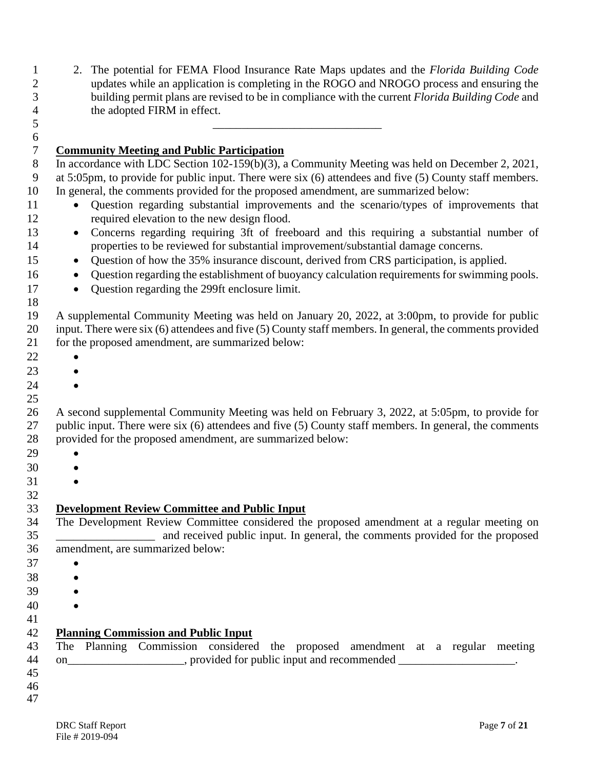2. The potential for FEMA Flood Insurance Rate Maps updates and the *Florida Building Code* updates while an application is completing in the ROGO and NROGO process and ensuring the building permit plans are revised to be in compliance with the current *Florida Building Code* and the adopted FIRM in effect.

_____________________________

**Community Meeting and Public Participation**

In accordance with LDC Section 102-159(b)(3), a Community Meeting was held on December 2, 2021, at 5:05pm, to provide for public input. There were six (6) attendees and five (5) County staff members. In general, the comments provided for the proposed amendment, are summarized below:

- Question regarding substantial improvements and the scenario/types of improvements that required elevation to the new design flood.
- Concerns regarding requiring 3ft of freeboard and this requiring a substantial number of properties to be reviewed for substantial improvement/substantial damage concerns.
- Question of how the 35% insurance discount, derived from CRS participation, is applied.
- Question regarding the establishment of buoyancy calculation requirements for swimming pools.
- Question regarding the 299ft enclosure limit.

A supplemental Community Meeting was held on January 20, 2022, at 3:00pm, to provide for public input. There were six (6) attendees and five (5) County staff members. In general, the comments provided for the proposed amendment, are summarized below:

- 
- 
- 

A second supplemental Community Meeting was held on February 3, 2022, at 5:05pm, to provide for public input. There were six (6) attendees and five (5) County staff members. In general, the comments provided for the proposed amendment, are summarized below:

- 
- 
- 

**Development Review Committee and Public Input**

The Development Review Committee considered the proposed amendment at a regular meeting on _________________ and received public input. In general, the comments provided for the proposed amendment, are summarized below:

- 
- 
- 
- 

**Planning Commission and Public Input**

The Planning Commission considered the proposed amendment at a regular meeting on____________________, provided for public input and recommended ____________________.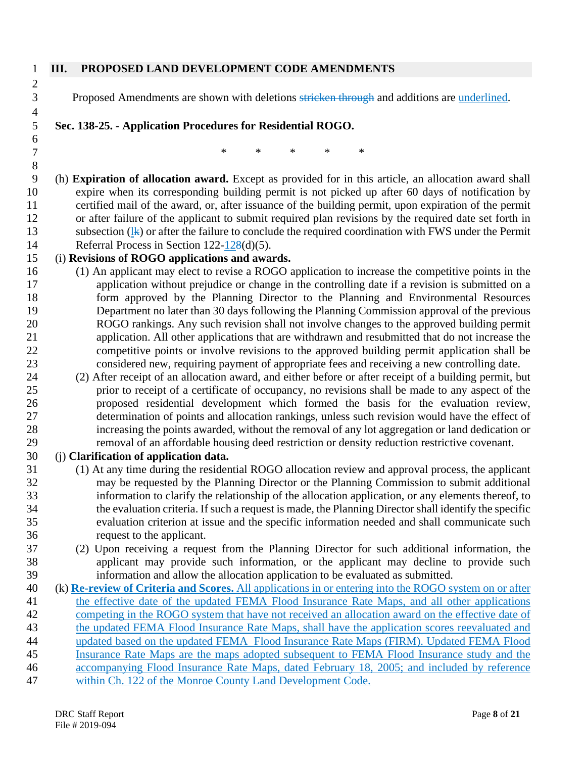## III. PROPOSED LAND DEVELOPMENT CODE AMENDMENTS

Proposed Amendments are shown with deletions ~~stricken through~~ and additions are <u>underlined</u>.

### Sec. 138-25. - Application Procedures for Residential ROGO.

\* \* \* \* \*

(h) **Expiration of allocation award.** Except as provided for in this article, an allocation award shall expire when its corresponding building permit is not picked up after 60 days of notification by certified mail of the award, or, after issuance of the building permit, upon expiration of the permit or after failure of the applicant to submit required plan revisions by the required date set forth in subsection (<u>l</u>~~k~~) or after the failure to conclude the required coordination with FWS under the Permit Referral Process in Section 122-<u>12</u>~~8~~(d)(5).

(i) **Revisions of ROGO applications and awards.**

(1) An applicant may elect to revise a ROGO application to increase the competitive points in the application without prejudice or change in the controlling date if a revision is submitted on a form approved by the Planning Director to the Planning and Environmental Resources Department no later than 30 days following the Planning Commission approval of the previous ROGO rankings. Any such revision shall not involve changes to the approved building permit application. All other applications that are withdrawn and resubmitted that do not increase the competitive points or involve revisions to the approved building permit application shall be considered new, requiring payment of appropriate fees and receiving a new controlling date.

(2) After receipt of an allocation award, and either before or after receipt of a building permit, but prior to receipt of a certificate of occupancy, no revisions shall be made to any aspect of the proposed residential development which formed the basis for the evaluation review, determination of points and allocation rankings, unless such revision would have the effect of increasing the points awarded, without the removal of any lot aggregation or land dedication or removal of an affordable housing deed restriction or density reduction restrictive covenant.

(j) **Clarification of application data.**

(1) At any time during the residential ROGO allocation review and approval process, the applicant may be requested by the Planning Director or the Planning Commission to submit additional information to clarify the relationship of the allocation application, or any elements thereof, to the evaluation criteria. If such a request is made, the Planning Director shall identify the specific evaluation criterion at issue and the specific information needed and shall communicate such request to the applicant.

(2) Upon receiving a request from the Planning Director for such additional information, the applicant may provide such information, or the applicant may decline to provide such information and allow the allocation application to be evaluated as submitted.

(k) <u>**Re-review of Criteria and Scores.** All applications in or entering into the ROGO system on or after the effective date of the updated FEMA Flood Insurance Rate Maps, and all other applications competing in the ROGO system that have not received an allocation award on the effective date of the updated FEMA Flood Insurance Rate Maps, shall have the application scores reevaluated and updated based on the updated FEMA Flood Insurance Rate Maps (FIRM). Updated FEMA Flood Insurance Rate Maps are the maps adopted subsequent to FEMA Flood Insurance study and the accompanying Flood Insurance Rate Maps, dated February 18, 2005; and included by reference within Ch. 122 of the Monroe County Land Development Code.</u>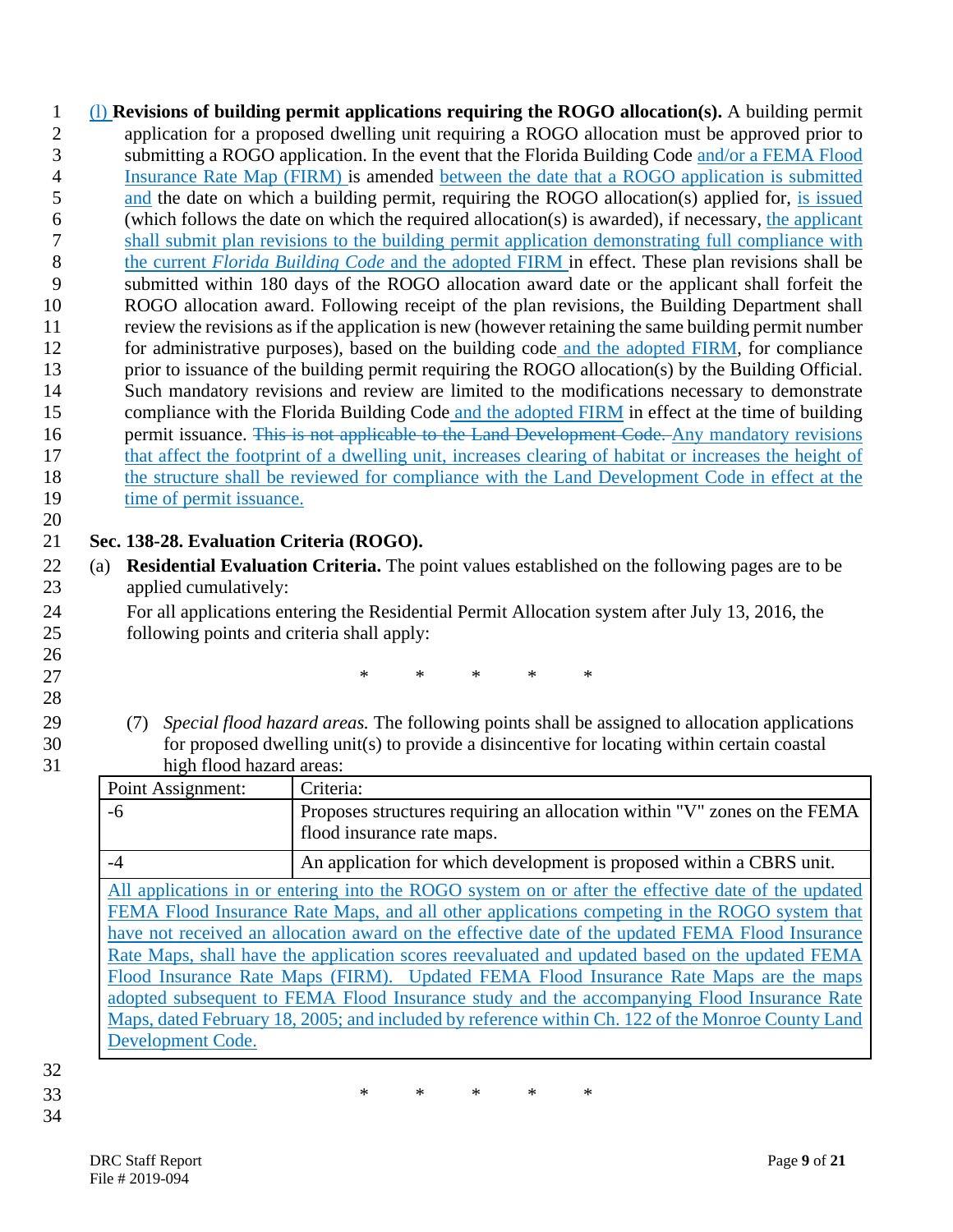(l) **Revisions of building permit applications requiring the ROGO allocation(s).** A building permit application for a proposed dwelling unit requiring a ROGO allocation must be approved prior to submitting a ROGO application. In the event that the Florida Building Code and/or a FEMA Flood Insurance Rate Map (FIRM) is amended between the date that a ROGO application is submitted and the date on which a building permit, requiring the ROGO allocation(s) applied for, is issued (which follows the date on which the required allocation(s) is awarded), if necessary, the applicant shall submit plan revisions to the building permit application demonstrating full compliance with the current *Florida Building Code* and the adopted FIRM in effect. These plan revisions shall be submitted within 180 days of the ROGO allocation award date or the applicant shall forfeit the ROGO allocation award. Following receipt of the plan revisions, the Building Department shall review the revisions as if the application is new (however retaining the same building permit number for administrative purposes), based on the building code and the adopted FIRM, for compliance prior to issuance of the building permit requiring the ROGO allocation(s) by the Building Official. Such mandatory revisions and review are limited to the modifications necessary to demonstrate compliance with the Florida Building Code and the adopted FIRM in effect at the time of building permit issuance. ~~This is not applicable to the Land Development Code.~~ Any mandatory revisions that affect the footprint of a dwelling unit, increases clearing of habitat or increases the height of the structure shall be reviewed for compliance with the Land Development Code in effect at the time of permit issuance.

**Sec. 138-28. Evaluation Criteria (ROGO).**

(a) **Residential Evaluation Criteria.** The point values established on the following pages are to be applied cumulatively:

For all applications entering the Residential Permit Allocation system after July 13, 2016, the following points and criteria shall apply:

\* \* \* \* \*

(7) *Special flood hazard areas.* The following points shall be assigned to allocation applications for proposed dwelling unit(s) to provide a disincentive for locating within certain coastal high flood hazard areas:

| Point Assignment: | Criteria: |
|---|---|
| -6 | Proposes structures requiring an allocation within "V" zones on the FEMA flood insurance rate maps. |
| -4 | An application for which development is proposed within a CBRS unit. |
| All applications in or entering into the ROGO system on or after the effective date of the updated FEMA Flood Insurance Rate Maps, and all other applications competing in the ROGO system that have not received an allocation award on the effective date of the updated FEMA Flood Insurance Rate Maps, shall have the application scores reevaluated and updated based on the updated FEMA Flood Insurance Rate Maps (FIRM). Updated FEMA Flood Insurance Rate Maps are the maps adopted subsequent to FEMA Flood Insurance study and the accompanying Flood Insurance Rate Maps, dated February 18, 2005; and included by reference within Ch. 122 of the Monroe County Land Development Code. | |

\* \* \* \* \*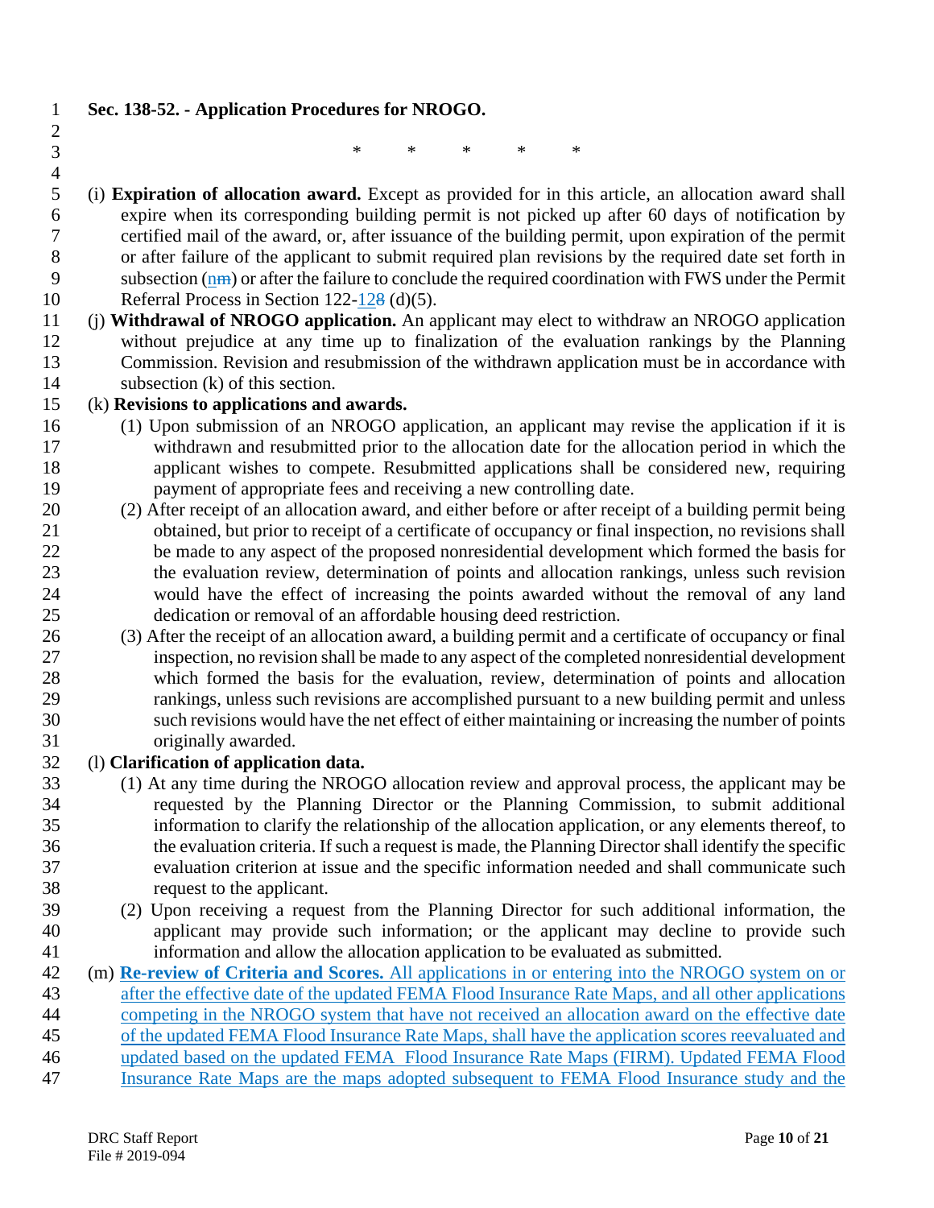**Sec. 138-52. - Application Procedures for NROGO.**

\* \* \* \* \*

(i) **Expiration of allocation award.** Except as provided for in this article, an allocation award shall expire when its corresponding building permit is not picked up after 60 days of notification by certified mail of the award, or, after issuance of the building permit, upon expiration of the permit or after failure of the applicant to submit required plan revisions by the required date set forth in subsection (~~m~~n) or after the failure to conclude the required coordination with FWS under the Permit Referral Process in Section 122-12~~8~~8 (d)(5).

(j) **Withdrawal of NROGO application.** An applicant may elect to withdraw an NROGO application without prejudice at any time up to finalization of the evaluation rankings by the Planning Commission. Revision and resubmission of the withdrawn application must be in accordance with subsection (k) of this section.

(k) **Revisions to applications and awards.**

(1) Upon submission of an NROGO application, an applicant may revise the application if it is withdrawn and resubmitted prior to the allocation date for the allocation period in which the applicant wishes to compete. Resubmitted applications shall be considered new, requiring payment of appropriate fees and receiving a new controlling date.

(2) After receipt of an allocation award, and either before or after receipt of a building permit being obtained, but prior to receipt of a certificate of occupancy or final inspection, no revisions shall be made to any aspect of the proposed nonresidential development which formed the basis for the evaluation review, determination of points and allocation rankings, unless such revision would have the effect of increasing the points awarded without the removal of any land dedication or removal of an affordable housing deed restriction.

(3) After the receipt of an allocation award, a building permit and a certificate of occupancy or final inspection, no revision shall be made to any aspect of the completed nonresidential development which formed the basis for the evaluation, review, determination of points and allocation rankings, unless such revisions are accomplished pursuant to a new building permit and unless such revisions would have the net effect of either maintaining or increasing the number of points originally awarded.

(l) **Clarification of application data.**

(1) At any time during the NROGO allocation review and approval process, the applicant may be requested by the Planning Director or the Planning Commission, to submit additional information to clarify the relationship of the allocation application, or any elements thereof, to the evaluation criteria. If such a request is made, the Planning Director shall identify the specific evaluation criterion at issue and the specific information needed and shall communicate such request to the applicant.

(2) Upon receiving a request from the Planning Director for such additional information, the applicant may provide such information; or the applicant may decline to provide such information and allow the allocation application to be evaluated as submitted.

(m) **Re-review of Criteria and Scores.** All applications in or entering into the NROGO system on or after the effective date of the updated FEMA Flood Insurance Rate Maps, and all other applications competing in the NROGO system that have not received an allocation award on the effective date of the updated FEMA Flood Insurance Rate Maps, shall have the application scores reevaluated and updated based on the updated FEMA Flood Insurance Rate Maps (FIRM). Updated FEMA Flood Insurance Rate Maps are the maps adopted subsequent to FEMA Flood Insurance study and the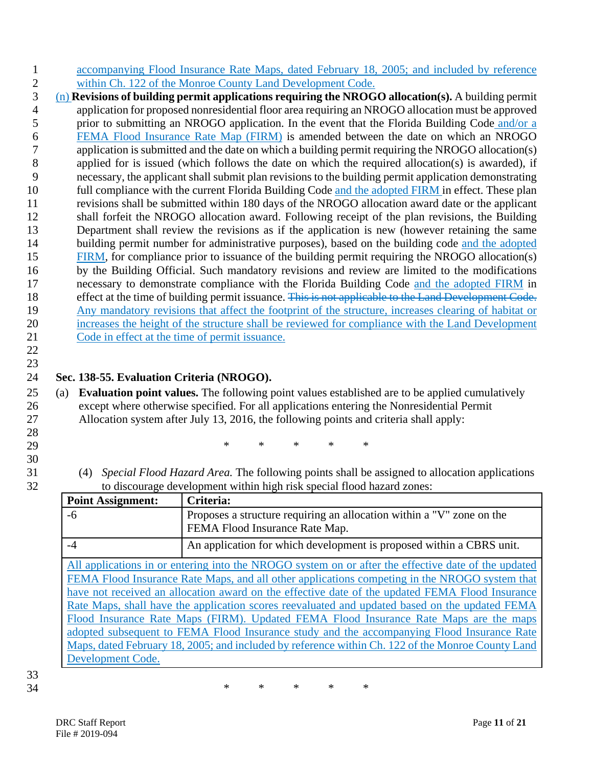accompanying Flood Insurance Rate Maps, dated February 18, 2005; and included by reference within Ch. 122 of the Monroe County Land Development Code.

(n) **Revisions of building permit applications requiring the NROGO allocation(s).** A building permit application for proposed nonresidential floor area requiring an NROGO allocation must be approved prior to submitting an NROGO application. In the event that the Florida Building Code and/or a FEMA Flood Insurance Rate Map (FIRM) is amended between the date on which an NROGO application is submitted and the date on which a building permit requiring the NROGO allocation(s) applied for is issued (which follows the date on which the required allocation(s) is awarded), if necessary, the applicant shall submit plan revisions to the building permit application demonstrating full compliance with the current Florida Building Code and the adopted FIRM in effect. These plan revisions shall be submitted within 180 days of the NROGO allocation award date or the applicant shall forfeit the NROGO allocation award. Following receipt of the plan revisions, the Building Department shall review the revisions as if the application is new (however retaining the same building permit number for administrative purposes), based on the building code and the adopted FIRM, for compliance prior to issuance of the building permit requiring the NROGO allocation(s) by the Building Official. Such mandatory revisions and review are limited to the modifications necessary to demonstrate compliance with the Florida Building Code and the adopted FIRM in effect at the time of building permit issuance. ~~This is not applicable to the Land Development Code.~~ Any mandatory revisions that affect the footprint of the structure, increases clearing of habitat or increases the height of the structure shall be reviewed for compliance with the Land Development Code in effect at the time of permit issuance.

**Sec. 138-55. Evaluation Criteria (NROGO).**

(a) **Evaluation point values.** The following point values established are to be applied cumulatively except where otherwise specified. For all applications entering the Nonresidential Permit Allocation system after July 13, 2016, the following points and criteria shall apply:

\* \* \* \* \*

(4) *Special Flood Hazard Area.* The following points shall be assigned to allocation applications to discourage development within high risk special flood hazard zones:

| Point Assignment: | Criteria: |
|---|---|
| -6 | Proposes a structure requiring an allocation within a "V" zone on the FEMA Flood Insurance Rate Map. |
| -4 | An application for which development is proposed within a CBRS unit. |
| All applications in or entering into the NROGO system on or after the effective date of the updated FEMA Flood Insurance Rate Maps, and all other applications competing in the NROGO system that have not received an allocation award on the effective date of the updated FEMA Flood Insurance Rate Maps, shall have the application scores reevaluated and updated based on the updated FEMA Flood Insurance Rate Maps (FIRM). Updated FEMA Flood Insurance Rate Maps are the maps adopted subsequent to FEMA Flood Insurance study and the accompanying Flood Insurance Rate Maps, dated February 18, 2005; and included by reference within Ch. 122 of the Monroe County Land Development Code. | |

\* \* \* \* \*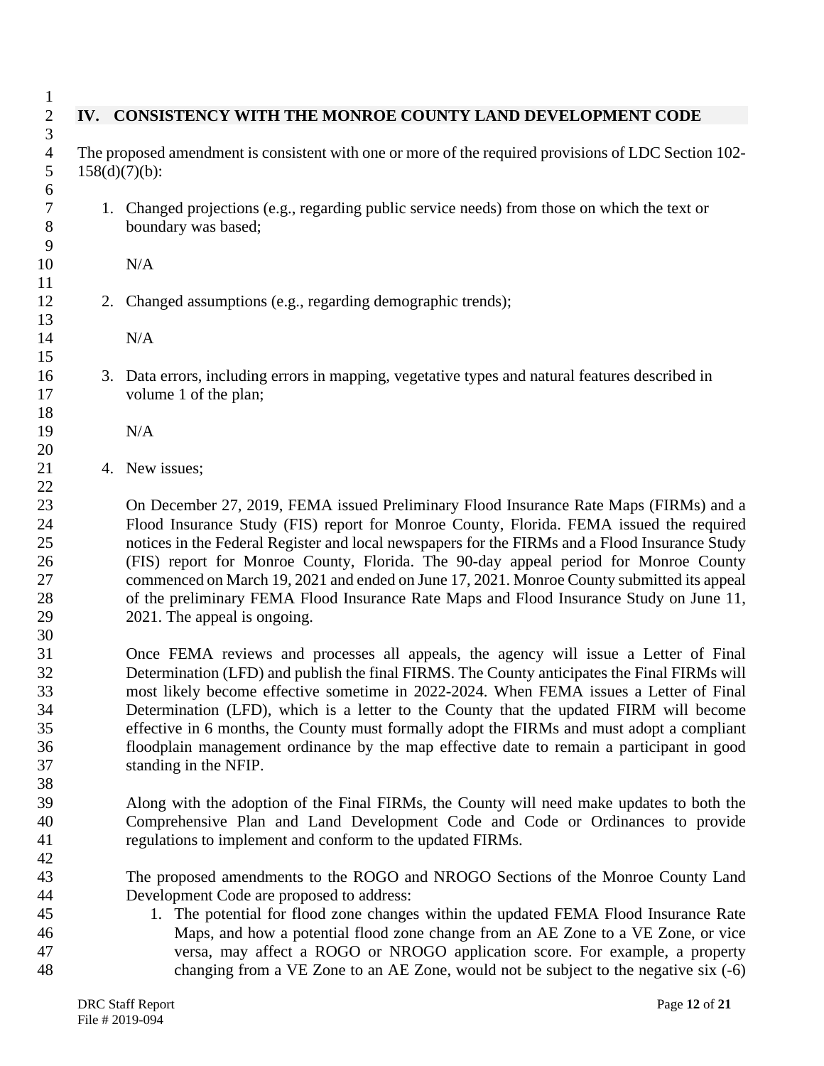## IV. CONSISTENCY WITH THE MONROE COUNTY LAND DEVELOPMENT CODE

The proposed amendment is consistent with one or more of the required provisions of LDC Section 102-158(d)(7)(b):

1. Changed projections (e.g., regarding public service needs) from those on which the text or boundary was based;

   N/A

2. Changed assumptions (e.g., regarding demographic trends);

   N/A

3. Data errors, including errors in mapping, vegetative types and natural features described in volume 1 of the plan;

   N/A

4. New issues;

   On December 27, 2019, FEMA issued Preliminary Flood Insurance Rate Maps (FIRMs) and a Flood Insurance Study (FIS) report for Monroe County, Florida. FEMA issued the required notices in the Federal Register and local newspapers for the FIRMs and a Flood Insurance Study (FIS) report for Monroe County, Florida. The 90-day appeal period for Monroe County commenced on March 19, 2021 and ended on June 17, 2021. Monroe County submitted its appeal of the preliminary FEMA Flood Insurance Rate Maps and Flood Insurance Study on June 11, 2021. The appeal is ongoing.

   Once FEMA reviews and processes all appeals, the agency will issue a Letter of Final Determination (LFD) and publish the final FIRMS. The County anticipates the Final FIRMs will most likely become effective sometime in 2022-2024. When FEMA issues a Letter of Final Determination (LFD), which is a letter to the County that the updated FIRM will become effective in 6 months, the County must formally adopt the FIRMs and must adopt a compliant floodplain management ordinance by the map effective date to remain a participant in good standing in the NFIP.

   Along with the adoption of the Final FIRMs, the County will need make updates to both the Comprehensive Plan and Land Development Code and Code or Ordinances to provide regulations to implement and conform to the updated FIRMs.

   The proposed amendments to the ROGO and NROGO Sections of the Monroe County Land Development Code are proposed to address:

   1. The potential for flood zone changes within the updated FEMA Flood Insurance Rate Maps, and how a potential flood zone change from an AE Zone to a VE Zone, or vice versa, may affect a ROGO or NROGO application score. For example, a property changing from a VE Zone to an AE Zone, would not be subject to the negative six (-6)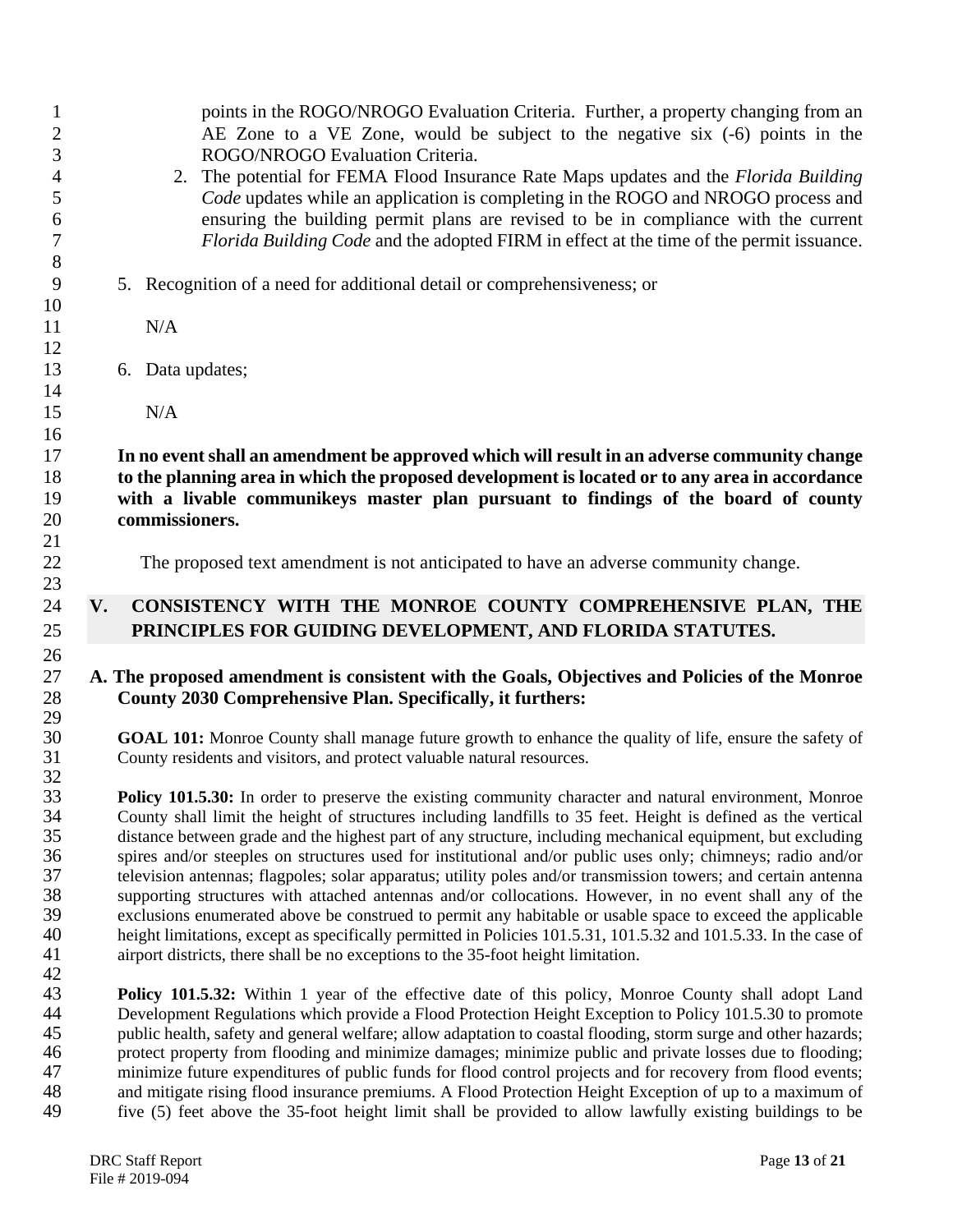points in the ROGO/NROGO Evaluation Criteria. Further, a property changing from an AE Zone to a VE Zone, would be subject to the negative six (-6) points in the ROGO/NROGO Evaluation Criteria.

2. The potential for FEMA Flood Insurance Rate Maps updates and the *Florida Building Code* updates while an application is completing in the ROGO and NROGO process and ensuring the building permit plans are revised to be in compliance with the current *Florida Building Code* and the adopted FIRM in effect at the time of the permit issuance.

5. Recognition of a need for additional detail or comprehensiveness; or

   N/A

6. Data updates;

   N/A

**In no event shall an amendment be approved which will result in an adverse community change to the planning area in which the proposed development is located or to any area in accordance with a livable communikeys master plan pursuant to findings of the board of county commissioners.**

The proposed text amendment is not anticipated to have an adverse community change.

## V. CONSISTENCY WITH THE MONROE COUNTY COMPREHENSIVE PLAN, THE PRINCIPLES FOR GUIDING DEVELOPMENT, AND FLORIDA STATUTES.

**A. The proposed amendment is consistent with the Goals, Objectives and Policies of the Monroe County 2030 Comprehensive Plan. Specifically, it furthers:**

**GOAL 101:** Monroe County shall manage future growth to enhance the quality of life, ensure the safety of County residents and visitors, and protect valuable natural resources.

**Policy 101.5.30:** In order to preserve the existing community character and natural environment, Monroe County shall limit the height of structures including landfills to 35 feet. Height is defined as the vertical distance between grade and the highest part of any structure, including mechanical equipment, but excluding spires and/or steeples on structures used for institutional and/or public uses only; chimneys; radio and/or television antennas; flagpoles; solar apparatus; utility poles and/or transmission towers; and certain antenna supporting structures with attached antennas and/or collocations. However, in no event shall any of the exclusions enumerated above be construed to permit any habitable or usable space to exceed the applicable height limitations, except as specifically permitted in Policies 101.5.31, 101.5.32 and 101.5.33. In the case of airport districts, there shall be no exceptions to the 35-foot height limitation.

**Policy 101.5.32:** Within 1 year of the effective date of this policy, Monroe County shall adopt Land Development Regulations which provide a Flood Protection Height Exception to Policy 101.5.30 to promote public health, safety and general welfare; allow adaptation to coastal flooding, storm surge and other hazards; protect property from flooding and minimize damages; minimize public and private losses due to flooding; minimize future expenditures of public funds for flood control projects and for recovery from flood events; and mitigate rising flood insurance premiums. A Flood Protection Height Exception of up to a maximum of five (5) feet above the 35-foot height limit shall be provided to allow lawfully existing buildings to be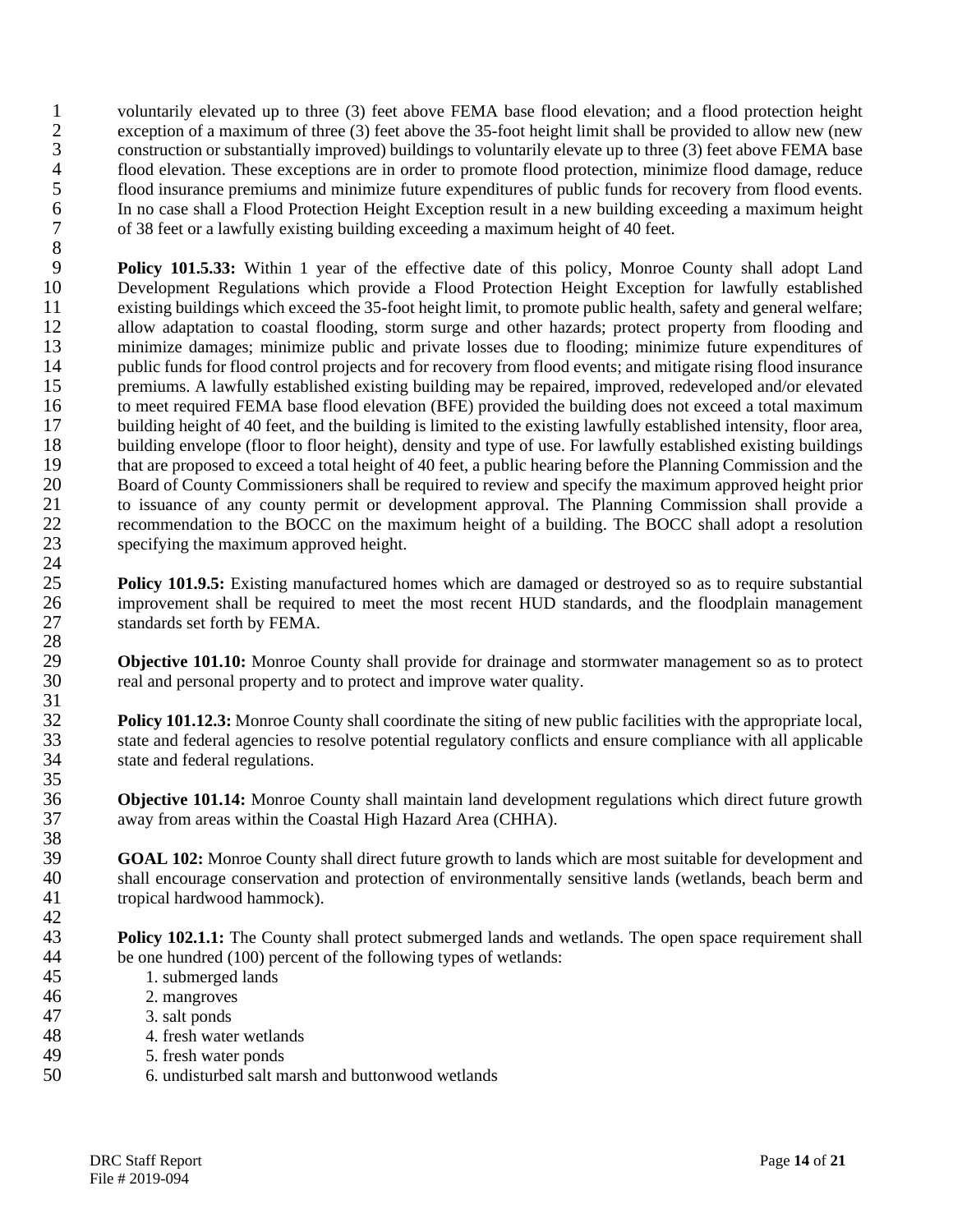voluntarily elevated up to three (3) feet above FEMA base flood elevation; and a flood protection height exception of a maximum of three (3) feet above the 35-foot height limit shall be provided to allow new (new construction or substantially improved) buildings to voluntarily elevate up to three (3) feet above FEMA base flood elevation. These exceptions are in order to promote flood protection, minimize flood damage, reduce flood insurance premiums and minimize future expenditures of public funds for recovery from flood events. In no case shall a Flood Protection Height Exception result in a new building exceeding a maximum height of 38 feet or a lawfully existing building exceeding a maximum height of 40 feet.

**Policy 101.5.33:** Within 1 year of the effective date of this policy, Monroe County shall adopt Land Development Regulations which provide a Flood Protection Height Exception for lawfully established existing buildings which exceed the 35-foot height limit, to promote public health, safety and general welfare; allow adaptation to coastal flooding, storm surge and other hazards; protect property from flooding and minimize damages; minimize public and private losses due to flooding; minimize future expenditures of public funds for flood control projects and for recovery from flood events; and mitigate rising flood insurance premiums. A lawfully established existing building may be repaired, improved, redeveloped and/or elevated to meet required FEMA base flood elevation (BFE) provided the building does not exceed a total maximum building height of 40 feet, and the building is limited to the existing lawfully established intensity, floor area, building envelope (floor to floor height), density and type of use. For lawfully established existing buildings that are proposed to exceed a total height of 40 feet, a public hearing before the Planning Commission and the Board of County Commissioners shall be required to review and specify the maximum approved height prior to issuance of any county permit or development approval. The Planning Commission shall provide a recommendation to the BOCC on the maximum height of a building. The BOCC shall adopt a resolution specifying the maximum approved height.

**Policy 101.9.5:** Existing manufactured homes which are damaged or destroyed so as to require substantial improvement shall be required to meet the most recent HUD standards, and the floodplain management standards set forth by FEMA.

**Objective 101.10:** Monroe County shall provide for drainage and stormwater management so as to protect real and personal property and to protect and improve water quality.

**Policy 101.12.3:** Monroe County shall coordinate the siting of new public facilities with the appropriate local, state and federal agencies to resolve potential regulatory conflicts and ensure compliance with all applicable state and federal regulations.

**Objective 101.14:** Monroe County shall maintain land development regulations which direct future growth away from areas within the Coastal High Hazard Area (CHHA).

**GOAL 102:** Monroe County shall direct future growth to lands which are most suitable for development and shall encourage conservation and protection of environmentally sensitive lands (wetlands, beach berm and tropical hardwood hammock).

**Policy 102.1.1:** The County shall protect submerged lands and wetlands. The open space requirement shall be one hundred (100) percent of the following types of wetlands:

1. submerged lands
2. mangroves
3. salt ponds
4. fresh water wetlands
5. fresh water ponds
6. undisturbed salt marsh and buttonwood wetlands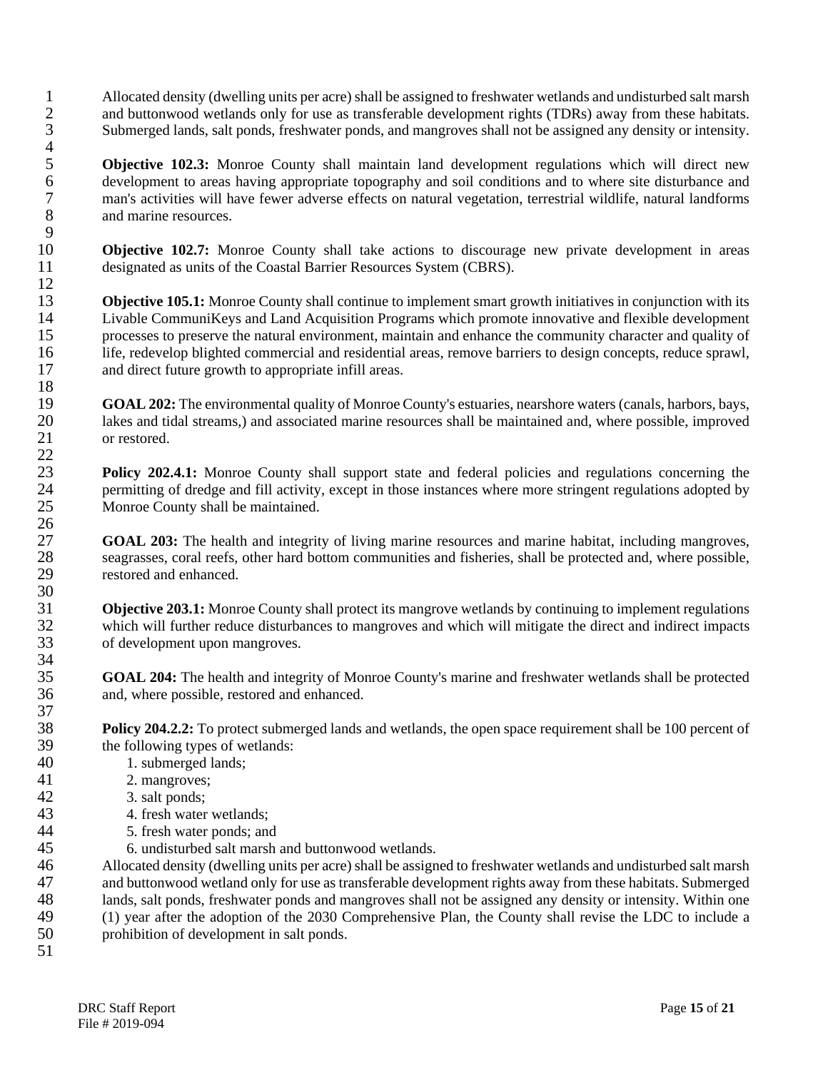Allocated density (dwelling units per acre) shall be assigned to freshwater wetlands and undisturbed salt marsh and buttonwood wetlands only for use as transferable development rights (TDRs) away from these habitats. Submerged lands, salt ponds, freshwater ponds, and mangroves shall not be assigned any density or intensity.

**Objective 102.3:** Monroe County shall maintain land development regulations which will direct new development to areas having appropriate topography and soil conditions and to where site disturbance and man's activities will have fewer adverse effects on natural vegetation, terrestrial wildlife, natural landforms and marine resources.

**Objective 102.7:** Monroe County shall take actions to discourage new private development in areas designated as units of the Coastal Barrier Resources System (CBRS).

**Objective 105.1:** Monroe County shall continue to implement smart growth initiatives in conjunction with its Livable CommuniKeys and Land Acquisition Programs which promote innovative and flexible development processes to preserve the natural environment, maintain and enhance the community character and quality of life, redevelop blighted commercial and residential areas, remove barriers to design concepts, reduce sprawl, and direct future growth to appropriate infill areas.

**GOAL 202:** The environmental quality of Monroe County's estuaries, nearshore waters (canals, harbors, bays, lakes and tidal streams,) and associated marine resources shall be maintained and, where possible, improved or restored.

**Policy 202.4.1:** Monroe County shall support state and federal policies and regulations concerning the permitting of dredge and fill activity, except in those instances where more stringent regulations adopted by Monroe County shall be maintained.

**GOAL 203:** The health and integrity of living marine resources and marine habitat, including mangroves, seagrasses, coral reefs, other hard bottom communities and fisheries, shall be protected and, where possible, restored and enhanced.

**Objective 203.1:** Monroe County shall protect its mangrove wetlands by continuing to implement regulations which will further reduce disturbances to mangroves and which will mitigate the direct and indirect impacts of development upon mangroves.

**GOAL 204:** The health and integrity of Monroe County's marine and freshwater wetlands shall be protected and, where possible, restored and enhanced.

**Policy 204.2.2:** To protect submerged lands and wetlands, the open space requirement shall be 100 percent of the following types of wetlands:

1. submerged lands;
2. mangroves;
3. salt ponds;
4. fresh water wetlands;
5. fresh water ponds; and
6. undisturbed salt marsh and buttonwood wetlands.

Allocated density (dwelling units per acre) shall be assigned to freshwater wetlands and undisturbed salt marsh and buttonwood wetland only for use as transferable development rights away from these habitats. Submerged lands, salt ponds, freshwater ponds and mangroves shall not be assigned any density or intensity. Within one (1) year after the adoption of the 2030 Comprehensive Plan, the County shall revise the LDC to include a prohibition of development in salt ponds.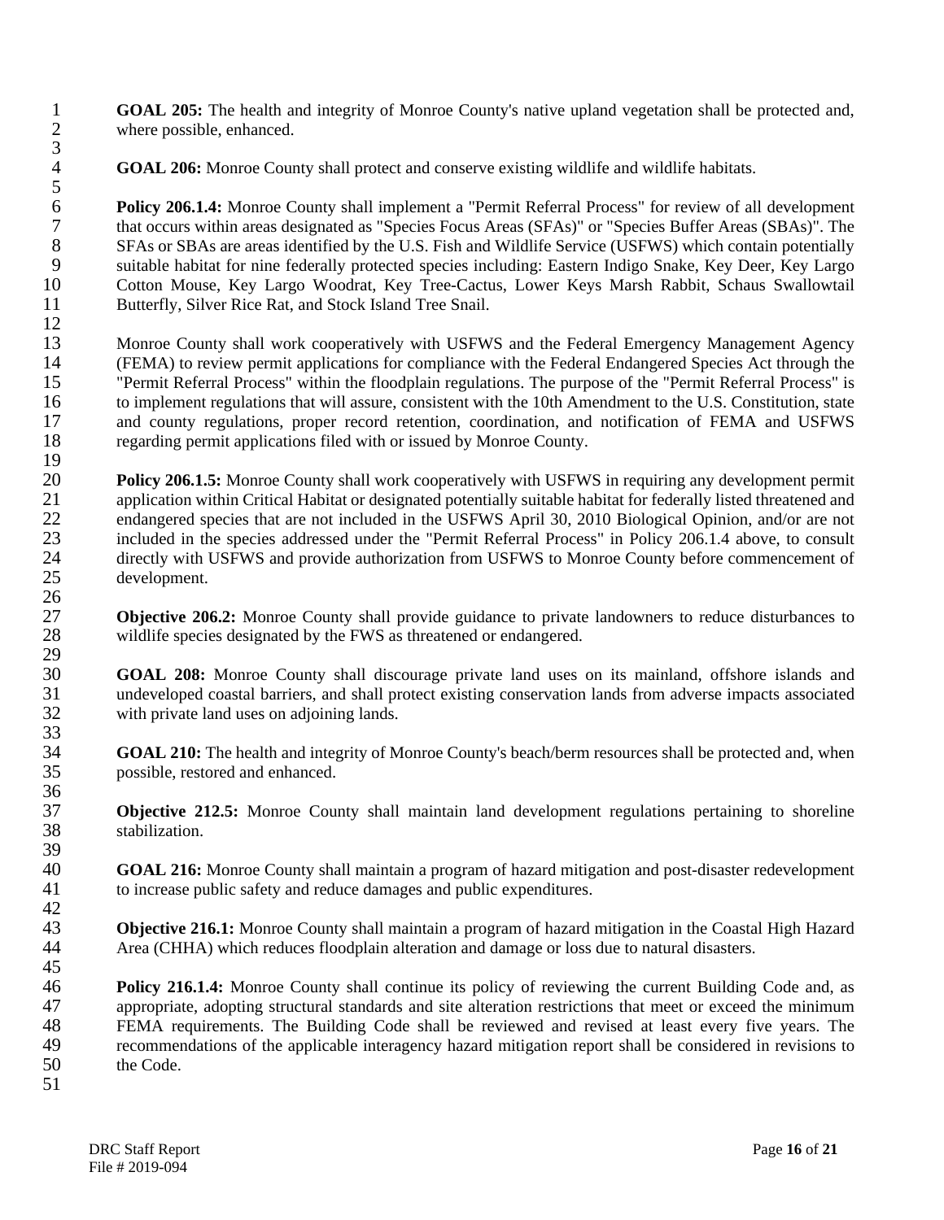**GOAL 205:** The health and integrity of Monroe County's native upland vegetation shall be protected and, where possible, enhanced.

**GOAL 206:** Monroe County shall protect and conserve existing wildlife and wildlife habitats.

**Policy 206.1.4:** Monroe County shall implement a "Permit Referral Process" for review of all development that occurs within areas designated as "Species Focus Areas (SFAs)" or "Species Buffer Areas (SBAs)". The SFAs or SBAs are areas identified by the U.S. Fish and Wildlife Service (USFWS) which contain potentially suitable habitat for nine federally protected species including: Eastern Indigo Snake, Key Deer, Key Largo Cotton Mouse, Key Largo Woodrat, Key Tree-Cactus, Lower Keys Marsh Rabbit, Schaus Swallowtail Butterfly, Silver Rice Rat, and Stock Island Tree Snail.

Monroe County shall work cooperatively with USFWS and the Federal Emergency Management Agency (FEMA) to review permit applications for compliance with the Federal Endangered Species Act through the "Permit Referral Process" within the floodplain regulations. The purpose of the "Permit Referral Process" is to implement regulations that will assure, consistent with the 10th Amendment to the U.S. Constitution, state and county regulations, proper record retention, coordination, and notification of FEMA and USFWS regarding permit applications filed with or issued by Monroe County.

**Policy 206.1.5:** Monroe County shall work cooperatively with USFWS in requiring any development permit application within Critical Habitat or designated potentially suitable habitat for federally listed threatened and endangered species that are not included in the USFWS April 30, 2010 Biological Opinion, and/or are not included in the species addressed under the "Permit Referral Process" in Policy 206.1.4 above, to consult directly with USFWS and provide authorization from USFWS to Monroe County before commencement of development.

**Objective 206.2:** Monroe County shall provide guidance to private landowners to reduce disturbances to wildlife species designated by the FWS as threatened or endangered.

**GOAL 208:** Monroe County shall discourage private land uses on its mainland, offshore islands and undeveloped coastal barriers, and shall protect existing conservation lands from adverse impacts associated with private land uses on adjoining lands.

**GOAL 210:** The health and integrity of Monroe County's beach/berm resources shall be protected and, when possible, restored and enhanced.

**Objective 212.5:** Monroe County shall maintain land development regulations pertaining to shoreline stabilization.

**GOAL 216:** Monroe County shall maintain a program of hazard mitigation and post-disaster redevelopment to increase public safety and reduce damages and public expenditures.

**Objective 216.1:** Monroe County shall maintain a program of hazard mitigation in the Coastal High Hazard Area (CHHA) which reduces floodplain alteration and damage or loss due to natural disasters.

**Policy 216.1.4:** Monroe County shall continue its policy of reviewing the current Building Code and, as appropriate, adopting structural standards and site alteration restrictions that meet or exceed the minimum FEMA requirements. The Building Code shall be reviewed and revised at least every five years. The recommendations of the applicable interagency hazard mitigation report shall be considered in revisions to the Code.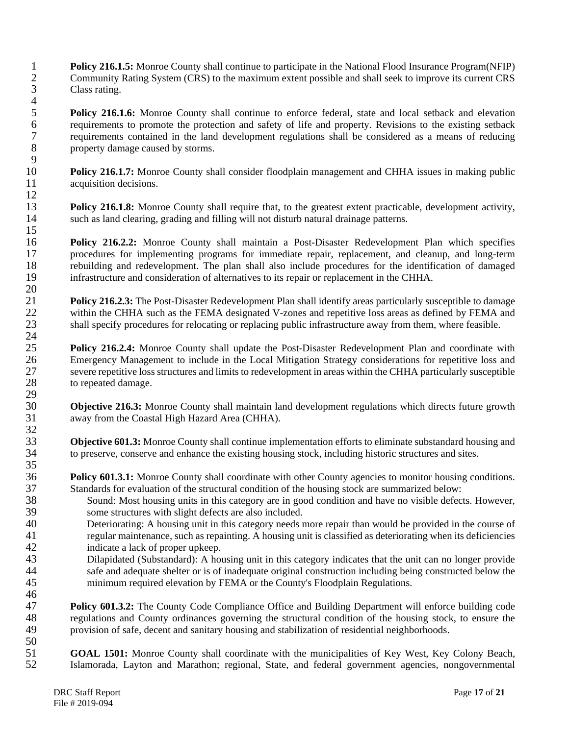**Policy 216.1.5:** Monroe County shall continue to participate in the National Flood Insurance Program(NFIP) Community Rating System (CRS) to the maximum extent possible and shall seek to improve its current CRS Class rating.

**Policy 216.1.6:** Monroe County shall continue to enforce federal, state and local setback and elevation requirements to promote the protection and safety of life and property. Revisions to the existing setback requirements contained in the land development regulations shall be considered as a means of reducing property damage caused by storms.

**Policy 216.1.7:** Monroe County shall consider floodplain management and CHHA issues in making public acquisition decisions.

**Policy 216.1.8:** Monroe County shall require that, to the greatest extent practicable, development activity, such as land clearing, grading and filling will not disturb natural drainage patterns.

**Policy 216.2.2:** Monroe County shall maintain a Post-Disaster Redevelopment Plan which specifies procedures for implementing programs for immediate repair, replacement, and cleanup, and long-term rebuilding and redevelopment. The plan shall also include procedures for the identification of damaged infrastructure and consideration of alternatives to its repair or replacement in the CHHA.

**Policy 216.2.3:** The Post-Disaster Redevelopment Plan shall identify areas particularly susceptible to damage within the CHHA such as the FEMA designated V-zones and repetitive loss areas as defined by FEMA and shall specify procedures for relocating or replacing public infrastructure away from them, where feasible.

**Policy 216.2.4:** Monroe County shall update the Post-Disaster Redevelopment Plan and coordinate with Emergency Management to include in the Local Mitigation Strategy considerations for repetitive loss and severe repetitive loss structures and limits to redevelopment in areas within the CHHA particularly susceptible to repeated damage.

**Objective 216.3:** Monroe County shall maintain land development regulations which directs future growth away from the Coastal High Hazard Area (CHHA).

**Objective 601.3:** Monroe County shall continue implementation efforts to eliminate substandard housing and to preserve, conserve and enhance the existing housing stock, including historic structures and sites.

**Policy 601.3.1:** Monroe County shall coordinate with other County agencies to monitor housing conditions. Standards for evaluation of the structural condition of the housing stock are summarized below:

Sound: Most housing units in this category are in good condition and have no visible defects. However, some structures with slight defects are also included.

Deteriorating: A housing unit in this category needs more repair than would be provided in the course of regular maintenance, such as repainting. A housing unit is classified as deteriorating when its deficiencies indicate a lack of proper upkeep.

Dilapidated (Substandard): A housing unit in this category indicates that the unit can no longer provide safe and adequate shelter or is of inadequate original construction including being constructed below the minimum required elevation by FEMA or the County's Floodplain Regulations.

**Policy 601.3.2:** The County Code Compliance Office and Building Department will enforce building code regulations and County ordinances governing the structural condition of the housing stock, to ensure the provision of safe, decent and sanitary housing and stabilization of residential neighborhoods.

**GOAL 1501:** Monroe County shall coordinate with the municipalities of Key West, Key Colony Beach, Islamorada, Layton and Marathon; regional, State, and federal government agencies, nongovernmental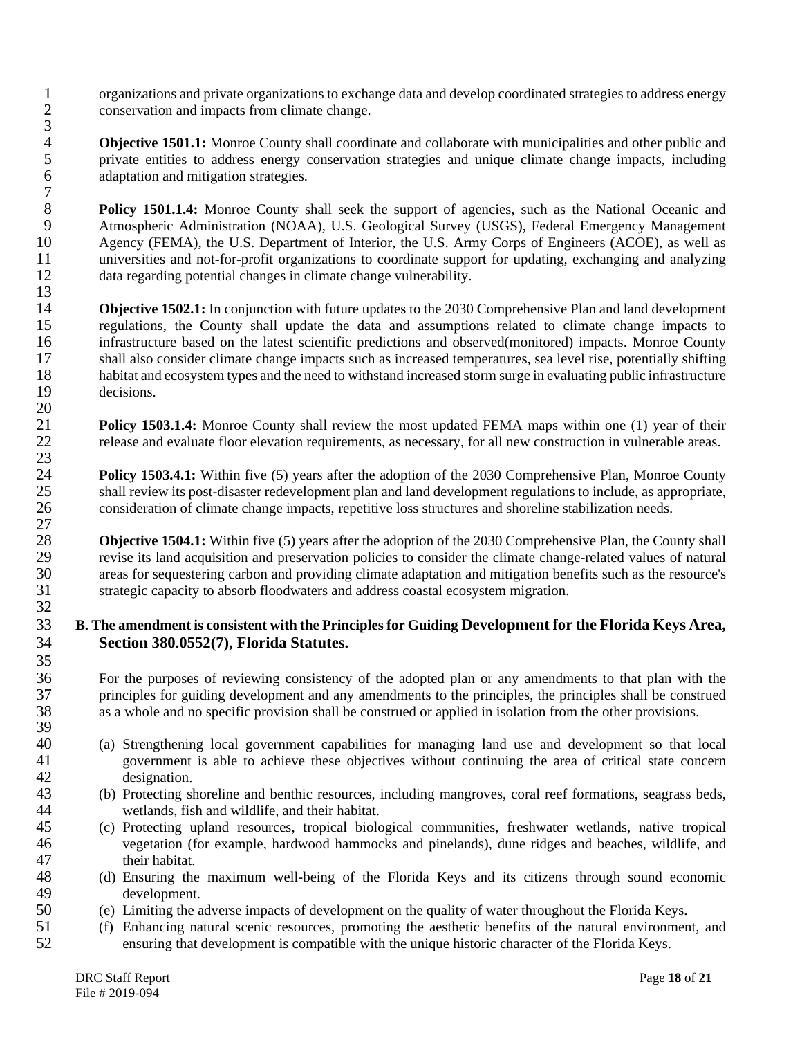organizations and private organizations to exchange data and develop coordinated strategies to address energy conservation and impacts from climate change.

**Objective 1501.1:** Monroe County shall coordinate and collaborate with municipalities and other public and private entities to address energy conservation strategies and unique climate change impacts, including adaptation and mitigation strategies.

**Policy 1501.1.4:** Monroe County shall seek the support of agencies, such as the National Oceanic and Atmospheric Administration (NOAA), U.S. Geological Survey (USGS), Federal Emergency Management Agency (FEMA), the U.S. Department of Interior, the U.S. Army Corps of Engineers (ACOE), as well as universities and not-for-profit organizations to coordinate support for updating, exchanging and analyzing data regarding potential changes in climate change vulnerability.

**Objective 1502.1:** In conjunction with future updates to the 2030 Comprehensive Plan and land development regulations, the County shall update the data and assumptions related to climate change impacts to infrastructure based on the latest scientific predictions and observed(monitored) impacts. Monroe County shall also consider climate change impacts such as increased temperatures, sea level rise, potentially shifting habitat and ecosystem types and the need to withstand increased storm surge in evaluating public infrastructure decisions.

**Policy 1503.1.4:** Monroe County shall review the most updated FEMA maps within one (1) year of their release and evaluate floor elevation requirements, as necessary, for all new construction in vulnerable areas.

**Policy 1503.4.1:** Within five (5) years after the adoption of the 2030 Comprehensive Plan, Monroe County shall review its post-disaster redevelopment plan and land development regulations to include, as appropriate, consideration of climate change impacts, repetitive loss structures and shoreline stabilization needs.

**Objective 1504.1:** Within five (5) years after the adoption of the 2030 Comprehensive Plan, the County shall revise its land acquisition and preservation policies to consider the climate change-related values of natural areas for sequestering carbon and providing climate adaptation and mitigation benefits such as the resource's strategic capacity to absorb floodwaters and address coastal ecosystem migration.

**B. The amendment is consistent with the Principles for Guiding Development for the Florida Keys Area, Section 380.0552(7), Florida Statutes.**

For the purposes of reviewing consistency of the adopted plan or any amendments to that plan with the principles for guiding development and any amendments to the principles, the principles shall be construed as a whole and no specific provision shall be construed or applied in isolation from the other provisions.

(a) Strengthening local government capabilities for managing land use and development so that local government is able to achieve these objectives without continuing the area of critical state concern designation.
(b) Protecting shoreline and benthic resources, including mangroves, coral reef formations, seagrass beds, wetlands, fish and wildlife, and their habitat.
(c) Protecting upland resources, tropical biological communities, freshwater wetlands, native tropical vegetation (for example, hardwood hammocks and pinelands), dune ridges and beaches, wildlife, and their habitat.
(d) Ensuring the maximum well-being of the Florida Keys and its citizens through sound economic development.
(e) Limiting the adverse impacts of development on the quality of water throughout the Florida Keys.
(f) Enhancing natural scenic resources, promoting the aesthetic benefits of the natural environment, and ensuring that development is compatible with the unique historic character of the Florida Keys.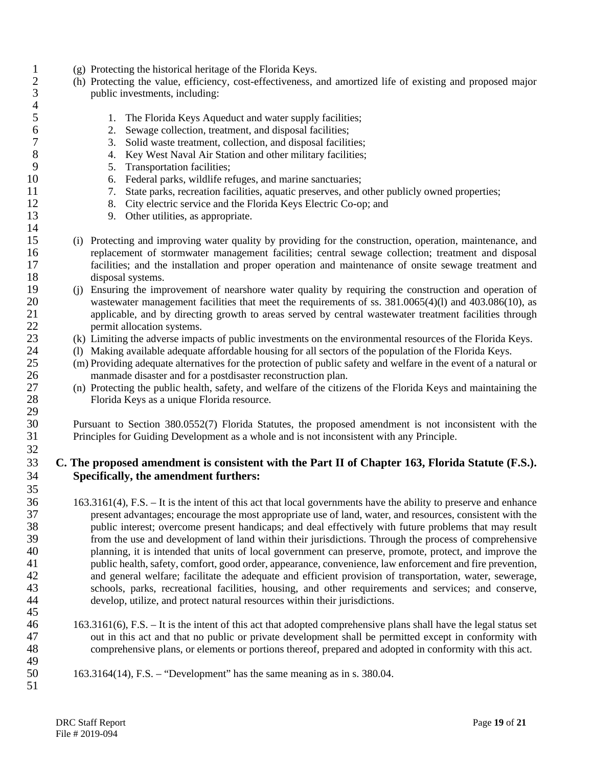(g) Protecting the historical heritage of the Florida Keys.

(h) Protecting the value, efficiency, cost-effectiveness, and amortized life of existing and proposed major public investments, including:

1. The Florida Keys Aqueduct and water supply facilities;
2. Sewage collection, treatment, and disposal facilities;
3. Solid waste treatment, collection, and disposal facilities;
4. Key West Naval Air Station and other military facilities;
5. Transportation facilities;
6. Federal parks, wildlife refuges, and marine sanctuaries;
7. State parks, recreation facilities, aquatic preserves, and other publicly owned properties;
8. City electric service and the Florida Keys Electric Co-op; and
9. Other utilities, as appropriate.

(i) Protecting and improving water quality by providing for the construction, operation, maintenance, and replacement of stormwater management facilities; central sewage collection; treatment and disposal facilities; and the installation and proper operation and maintenance of onsite sewage treatment and disposal systems.

(j) Ensuring the improvement of nearshore water quality by requiring the construction and operation of wastewater management facilities that meet the requirements of ss. 381.0065(4)(l) and 403.086(10), as applicable, and by directing growth to areas served by central wastewater treatment facilities through permit allocation systems.

(k) Limiting the adverse impacts of public investments on the environmental resources of the Florida Keys.

(l) Making available adequate affordable housing for all sectors of the population of the Florida Keys.

(m) Providing adequate alternatives for the protection of public safety and welfare in the event of a natural or manmade disaster and for a postdisaster reconstruction plan.

(n) Protecting the public health, safety, and welfare of the citizens of the Florida Keys and maintaining the Florida Keys as a unique Florida resource.

Pursuant to Section 380.0552(7) Florida Statutes, the proposed amendment is not inconsistent with the Principles for Guiding Development as a whole and is not inconsistent with any Principle.

## C. The proposed amendment is consistent with the Part II of Chapter 163, Florida Statute (F.S.). Specifically, the amendment furthers:

163.3161(4), F.S. – It is the intent of this act that local governments have the ability to preserve and enhance present advantages; encourage the most appropriate use of land, water, and resources, consistent with the public interest; overcome present handicaps; and deal effectively with future problems that may result from the use and development of land within their jurisdictions. Through the process of comprehensive planning, it is intended that units of local government can preserve, promote, protect, and improve the public health, safety, comfort, good order, appearance, convenience, law enforcement and fire prevention, and general welfare; facilitate the adequate and efficient provision of transportation, water, sewerage, schools, parks, recreational facilities, housing, and other requirements and services; and conserve, develop, utilize, and protect natural resources within their jurisdictions.

163.3161(6), F.S. – It is the intent of this act that adopted comprehensive plans shall have the legal status set out in this act and that no public or private development shall be permitted except in conformity with comprehensive plans, or elements or portions thereof, prepared and adopted in conformity with this act.

163.3164(14), F.S. – "Development" has the same meaning as in s. 380.04.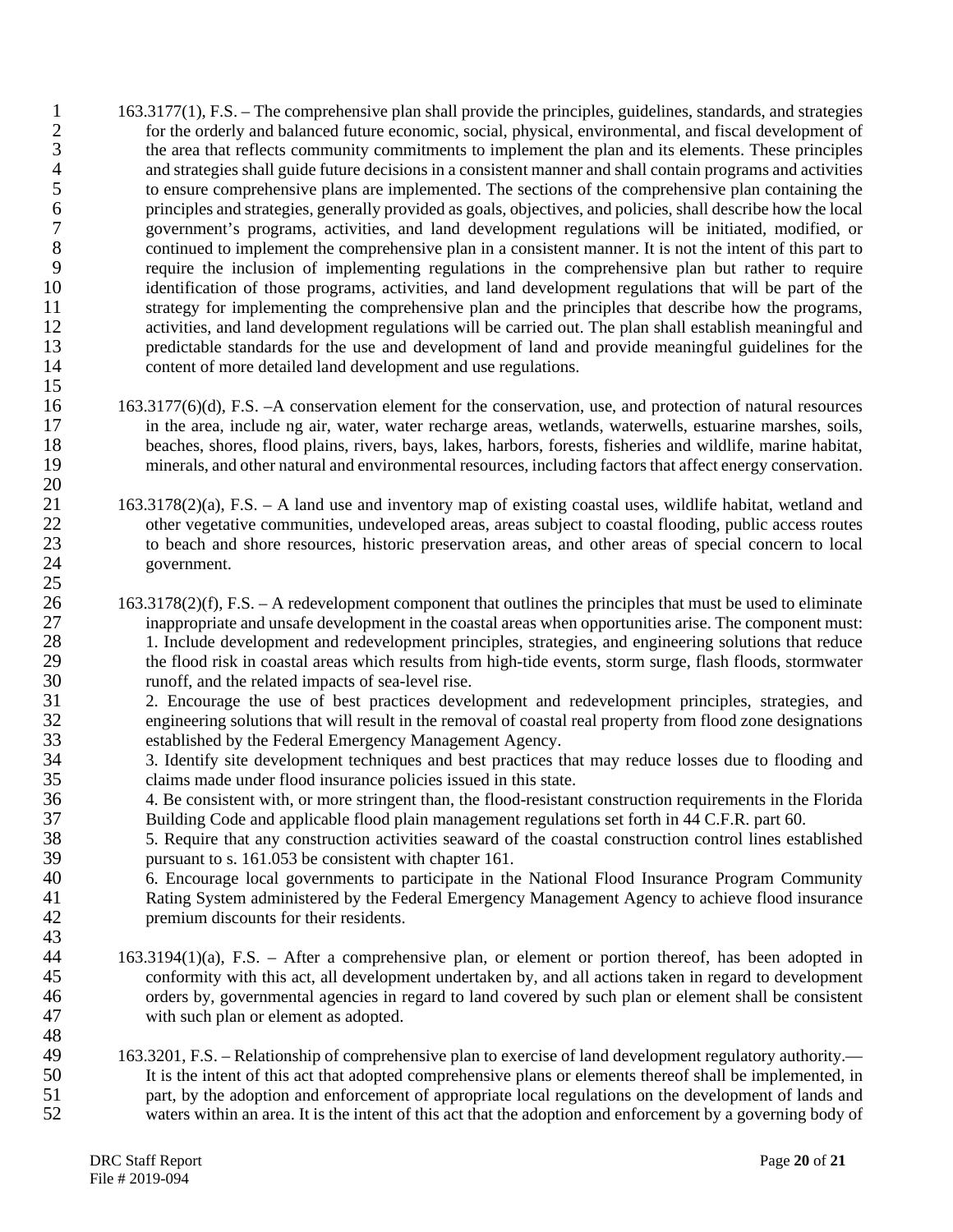163.3177(1), F.S. – The comprehensive plan shall provide the principles, guidelines, standards, and strategies for the orderly and balanced future economic, social, physical, environmental, and fiscal development of the area that reflects community commitments to implement the plan and its elements. These principles and strategies shall guide future decisions in a consistent manner and shall contain programs and activities to ensure comprehensive plans are implemented. The sections of the comprehensive plan containing the principles and strategies, generally provided as goals, objectives, and policies, shall describe how the local government's programs, activities, and land development regulations will be initiated, modified, or continued to implement the comprehensive plan in a consistent manner. It is not the intent of this part to require the inclusion of implementing regulations in the comprehensive plan but rather to require identification of those programs, activities, and land development regulations that will be part of the strategy for implementing the comprehensive plan and the principles that describe how the programs, activities, and land development regulations will be carried out. The plan shall establish meaningful and predictable standards for the use and development of land and provide meaningful guidelines for the content of more detailed land development and use regulations.

163.3177(6)(d), F.S. –A conservation element for the conservation, use, and protection of natural resources in the area, include ng air, water, water recharge areas, wetlands, waterwells, estuarine marshes, soils, beaches, shores, flood plains, rivers, bays, lakes, harbors, forests, fisheries and wildlife, marine habitat, minerals, and other natural and environmental resources, including factors that affect energy conservation.

163.3178(2)(a), F.S. – A land use and inventory map of existing coastal uses, wildlife habitat, wetland and other vegetative communities, undeveloped areas, areas subject to coastal flooding, public access routes to beach and shore resources, historic preservation areas, and other areas of special concern to local government.

163.3178(2)(f), F.S. – A redevelopment component that outlines the principles that must be used to eliminate inappropriate and unsafe development in the coastal areas when opportunities arise. The component must:
1. Include development and redevelopment principles, strategies, and engineering solutions that reduce the flood risk in coastal areas which results from high-tide events, storm surge, flash floods, stormwater runoff, and the related impacts of sea-level rise.
2. Encourage the use of best practices development and redevelopment principles, strategies, and engineering solutions that will result in the removal of coastal real property from flood zone designations established by the Federal Emergency Management Agency.
3. Identify site development techniques and best practices that may reduce losses due to flooding and claims made under flood insurance policies issued in this state.
4. Be consistent with, or more stringent than, the flood-resistant construction requirements in the Florida Building Code and applicable flood plain management regulations set forth in 44 C.F.R. part 60.
5. Require that any construction activities seaward of the coastal construction control lines established pursuant to s. 161.053 be consistent with chapter 161.
6. Encourage local governments to participate in the National Flood Insurance Program Community Rating System administered by the Federal Emergency Management Agency to achieve flood insurance premium discounts for their residents.

163.3194(1)(a), F.S. – After a comprehensive plan, or element or portion thereof, has been adopted in conformity with this act, all development undertaken by, and all actions taken in regard to development orders by, governmental agencies in regard to land covered by such plan or element shall be consistent with such plan or element as adopted.

163.3201, F.S. – Relationship of comprehensive plan to exercise of land development regulatory authority.— It is the intent of this act that adopted comprehensive plans or elements thereof shall be implemented, in part, by the adoption and enforcement of appropriate local regulations on the development of lands and waters within an area. It is the intent of this act that the adoption and enforcement by a governing body of

DRC Staff Report
File # 2019-094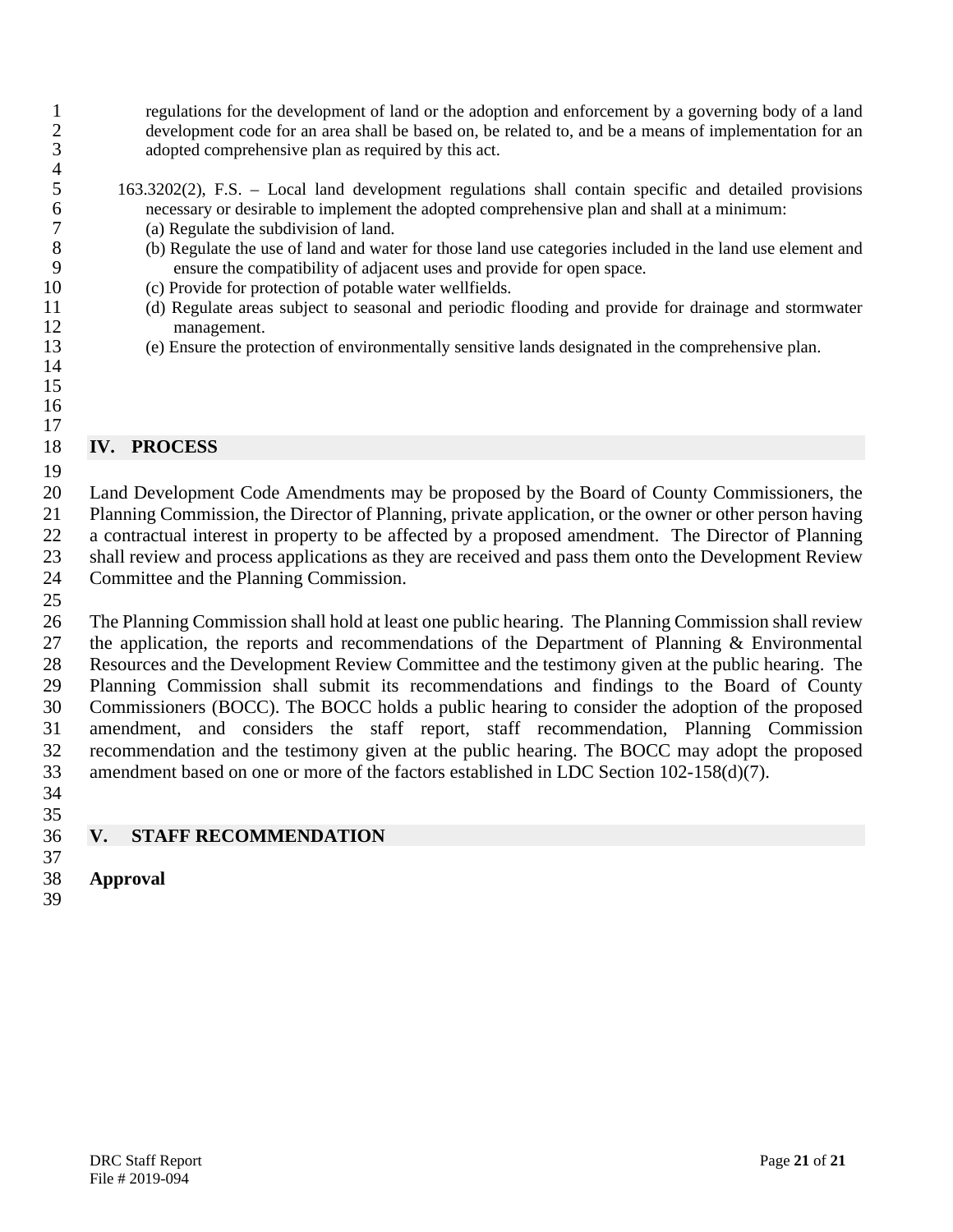regulations for the development of land or the adoption and enforcement by a governing body of a land development code for an area shall be based on, be related to, and be a means of implementation for an adopted comprehensive plan as required by this act.

163.3202(2), F.S. – Local land development regulations shall contain specific and detailed provisions necessary or desirable to implement the adopted comprehensive plan and shall at a minimum:

(a) Regulate the subdivision of land.

(b) Regulate the use of land and water for those land use categories included in the land use element and ensure the compatibility of adjacent uses and provide for open space.

(c) Provide for protection of potable water wellfields.

(d) Regulate areas subject to seasonal and periodic flooding and provide for drainage and stormwater management.

(e) Ensure the protection of environmentally sensitive lands designated in the comprehensive plan.

## IV. PROCESS

Land Development Code Amendments may be proposed by the Board of County Commissioners, the Planning Commission, the Director of Planning, private application, or the owner or other person having a contractual interest in property to be affected by a proposed amendment. The Director of Planning shall review and process applications as they are received and pass them onto the Development Review Committee and the Planning Commission.

The Planning Commission shall hold at least one public hearing. The Planning Commission shall review the application, the reports and recommendations of the Department of Planning & Environmental Resources and the Development Review Committee and the testimony given at the public hearing. The Planning Commission shall submit its recommendations and findings to the Board of County Commissioners (BOCC). The BOCC holds a public hearing to consider the adoption of the proposed amendment, and considers the staff report, staff recommendation, Planning Commission recommendation and the testimony given at the public hearing. The BOCC may adopt the proposed amendment based on one or more of the factors established in LDC Section 102-158(d)(7).

## V. STAFF RECOMMENDATION

**Approval**